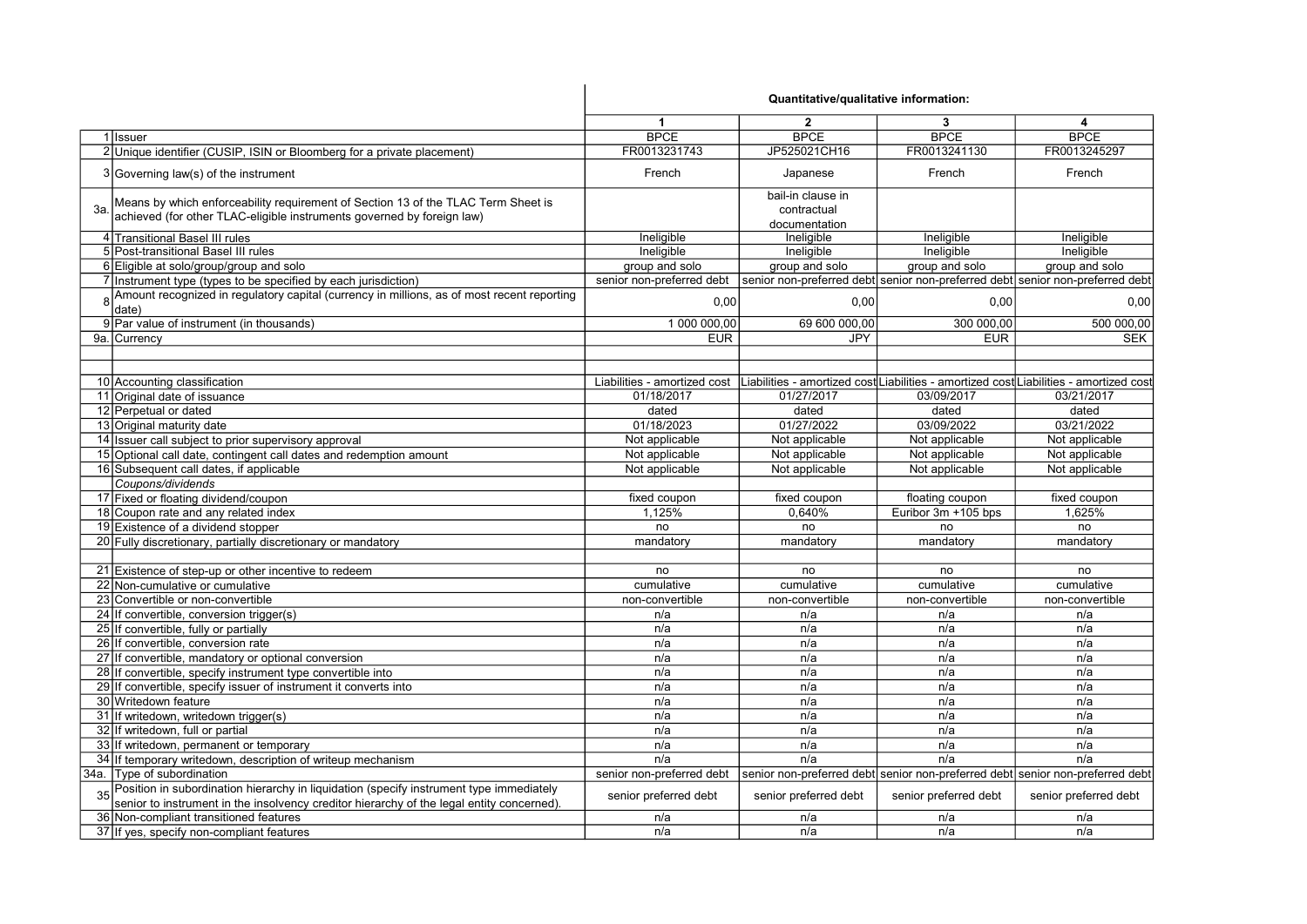| | | Quantitative/qualitative information: | | | |
|---|---|---|---|---|---|
| | | 1 | 2 | 3 | 4 |
| 1 | Issuer | BPCE | BPCE | BPCE | BPCE |
| 2 | Unique identifier (CUSIP, ISIN or Bloomberg for a private placement) | FR0013231743 | JP525021CH16 | FR0013241130 | FR0013245297 |
| 3 | Governing law(s) of the instrument | French | Japanese | French | French |
| 3a. | Means by which enforceability requirement of Section 13 of the TLAC Term Sheet is achieved (for other TLAC-eligible instruments governed by foreign law) | | bail-in clause in contractual documentation | | |
| 4 | Transitional Basel III rules | Ineligible | Ineligible | Ineligible | Ineligible |
| 5 | Post-transitional Basel III rules | Ineligible | Ineligible | Ineligible | Ineligible |
| 6 | Eligible at solo/group/group and solo | group and solo | group and solo | group and solo | group and solo |
| 7 | Instrument type (types to be specified by each jurisdiction) | senior non-preferred debt | senior non-preferred debt | senior non-preferred debt | senior non-preferred debt |
| 8 | Amount recognized in regulatory capital (currency in millions, as of most recent reporting date) | 0,00 | 0,00 | 0,00 | 0,00 |
| 9 | Par value of instrument (in thousands) | 1 000 000,00 | 69 600 000,00 | 300 000,00 | 500 000,00 |
| 9a. | Currency | EUR | JPY | EUR | SEK |
| | | | | | |
| | | | | | |
| 10 | Accounting classification | Liabilities - amortized cost | Liabilities - amortized cost | Liabilities - amortized cost | Liabilities - amortized cost |
| 11 | Original date of issuance | 01/18/2017 | 01/27/2017 | 03/09/2017 | 03/21/2017 |
| 12 | Perpetual or dated | dated | dated | dated | dated |
| 13 | Original maturity date | 01/18/2023 | 01/27/2022 | 03/09/2022 | 03/21/2022 |
| 14 | Issuer call subject to prior supervisory approval | Not applicable | Not applicable | Not applicable | Not applicable |
| 15 | Optional call date, contingent call dates and redemption amount | Not applicable | Not applicable | Not applicable | Not applicable |
| 16 | Subsequent call dates, if applicable | Not applicable | Not applicable | Not applicable | Not applicable |
| | *Coupons/dividends* | | | | |
| 17 | Fixed or floating dividend/coupon | fixed coupon | fixed coupon | floating coupon | fixed coupon |
| 18 | Coupon rate and any related index | 1,125% | 0,640% | Euribor 3m +105 bps | 1,625% |
| 19 | Existence of a dividend stopper | no | no | no | no |
| 20 | Fully discretionary, partially discretionary or mandatory | mandatory | mandatory | mandatory | mandatory |
| | | | | | |
| 21 | Existence of step-up or other incentive to redeem | no | no | no | no |
| 22 | Non-cumulative or cumulative | cumulative | cumulative | cumulative | cumulative |
| 23 | Convertible or non-convertible | non-convertible | non-convertible | non-convertible | non-convertible |
| 24 | If convertible, conversion trigger(s) | n/a | n/a | n/a | n/a |
| 25 | If convertible, fully or partially | n/a | n/a | n/a | n/a |
| 26 | If convertible, conversion rate | n/a | n/a | n/a | n/a |
| 27 | If convertible, mandatory or optional conversion | n/a | n/a | n/a | n/a |
| 28 | If convertible, specify instrument type convertible into | n/a | n/a | n/a | n/a |
| 29 | If convertible, specify issuer of instrument it converts into | n/a | n/a | n/a | n/a |
| 30 | Writedown feature | n/a | n/a | n/a | n/a |
| 31 | If writedown, writedown trigger(s) | n/a | n/a | n/a | n/a |
| 32 | If writedown, full or partial | n/a | n/a | n/a | n/a |
| 33 | If writedown, permanent or temporary | n/a | n/a | n/a | n/a |
| 34 | If temporary writedown, description of writeup mechanism | n/a | n/a | n/a | n/a |
| 34a. | Type of subordination | senior non-preferred debt | senior non-preferred debt | senior non-preferred debt | senior non-preferred debt |
| 35 | Position in subordination hierarchy in liquidation (specify instrument type immediately senior to instrument in the insolvency creditor hierarchy of the legal entity concerned). | senior preferred debt | senior preferred debt | senior preferred debt | senior preferred debt |
| 36 | Non-compliant transitioned features | n/a | n/a | n/a | n/a |
| 37 | If yes, specify non-compliant features | n/a | n/a | n/a | n/a |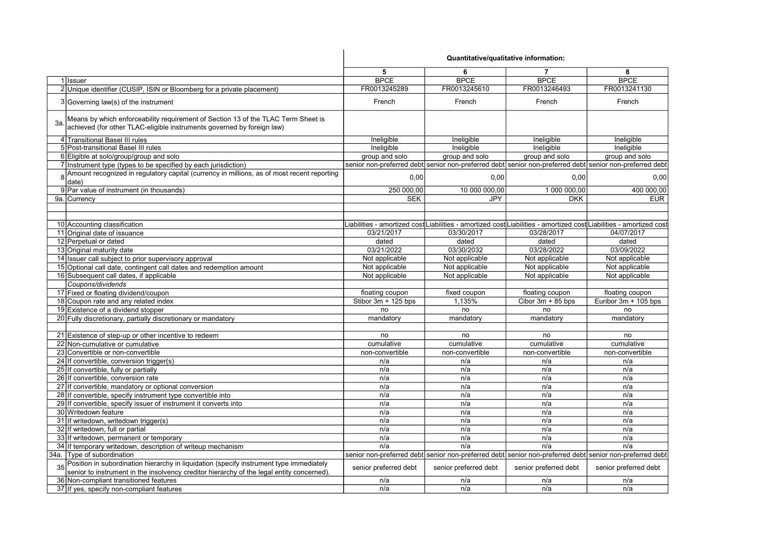| | | Quantitative/qualitative information: | | | |
|---|---|---|---|---|---|
| | | 5 | 6 | 7 | 8 |
| 1 | Issuer | BPCE | BPCE | BPCE | BPCE |
| 2 | Unique identifier (CUSIP, ISIN or Bloomberg for a private placement) | FR0013245289 | FR0013245610 | FR0013246493 | FR0013241130 |
| 3 | Governing law(s) of the instrument | French | French | French | French |
| 3a. | Means by which enforceability requirement of Section 13 of the TLAC Term Sheet is achieved (for other TLAC-eligible instruments governed by foreign law) | | | | |
| 4 | Transitional Basel III rules | Ineligible | Ineligible | Ineligible | Ineligible |
| 5 | Post-transitional Basel III rules | Ineligible | Ineligible | Ineligible | Ineligible |
| 6 | Eligible at solo/group/group and solo | group and solo | group and solo | group and solo | group and solo |
| 7 | Instrument type (types to be specified by each jurisdiction) | senior non-preferred debt | senior non-preferred debt | senior non-preferred debt | senior non-preferred debt |
| 8 | Amount recognized in regulatory capital (currency in millions, as of most recent reporting date) | 0,00 | 0,00 | 0,00 | 0,00 |
| 9 | Par value of instrument (in thousands) | 250 000,00 | 10 000 000,00 | 1 000 000,00 | 400 000,00 |
| 9a. | Currency | SEK | JPY | DKK | EUR |
| | | | | | |
| | | | | | |
| 10 | Accounting classification | Liabilities - amortized cost | Liabilities - amortized cost | Liabilities - amortized cost | Liabilities - amortized cost |
| 11 | Original date of issuance | 03/21/2017 | 03/30/2017 | 03/28/2017 | 04/07/2017 |
| 12 | Perpetual or dated | dated | dated | dated | dated |
| 13 | Original maturity date | 03/21/2022 | 03/30/2032 | 03/28/2022 | 03/09/2022 |
| 14 | Issuer call subject to prior supervisory approval | Not applicable | Not applicable | Not applicable | Not applicable |
| 15 | Optional call date, contingent call dates and redemption amount | Not applicable | Not applicable | Not applicable | Not applicable |
| 16 | Subsequent call dates, if applicable | Not applicable | Not applicable | Not applicable | Not applicable |
| | *Coupons/dividends* | | | | |
| 17 | Fixed or floating dividend/coupon | floating coupon | fixed coupon | floating coupon | floating coupon |
| 18 | Coupon rate and any related index | Stibor 3m + 125 bps | 1,135% | Cibor 3m + 85 bps | Euribor 3m + 105 bps |
| 19 | Existence of a dividend stopper | no | no | no | no |
| 20 | Fully discretionary, partially discretionary or mandatory | mandatory | mandatory | mandatory | mandatory |
| | | | | | |
| 21 | Existence of step-up or other incentive to redeem | no | no | no | no |
| 22 | Non-cumulative or cumulative | cumulative | cumulative | cumulative | cumulative |
| 23 | Convertible or non-convertible | non-convertible | non-convertible | non-convertible | non-convertible |
| 24 | If convertible, conversion trigger(s) | n/a | n/a | n/a | n/a |
| 25 | If convertible, fully or partially | n/a | n/a | n/a | n/a |
| 26 | If convertible, conversion rate | n/a | n/a | n/a | n/a |
| 27 | If convertible, mandatory or optional conversion | n/a | n/a | n/a | n/a |
| 28 | If convertible, specify instrument type convertible into | n/a | n/a | n/a | n/a |
| 29 | If convertible, specify issuer of instrument it converts into | n/a | n/a | n/a | n/a |
| 30 | Writedown feature | n/a | n/a | n/a | n/a |
| 31 | If writedown, writedown trigger(s) | n/a | n/a | n/a | n/a |
| 32 | If writedown, full or partial | n/a | n/a | n/a | n/a |
| 33 | If writedown, permanent or temporary | n/a | n/a | n/a | n/a |
| 34 | If temporary writedown, description of writeup mechanism | n/a | n/a | n/a | n/a |
| 34a. | Type of subordination | senior non-preferred debt | senior non-preferred debt | senior non-preferred debt | senior non-preferred debt |
| 35 | Position in subordination hierarchy in liquidation (specify instrument type immediately senior to instrument in the insolvency creditor hierarchy of the legal entity concerned). | senior preferred debt | senior preferred debt | senior preferred debt | senior preferred debt |
| 36 | Non-compliant transitioned features | n/a | n/a | n/a | n/a |
| 37 | If yes, specify non-compliant features | n/a | n/a | n/a | n/a |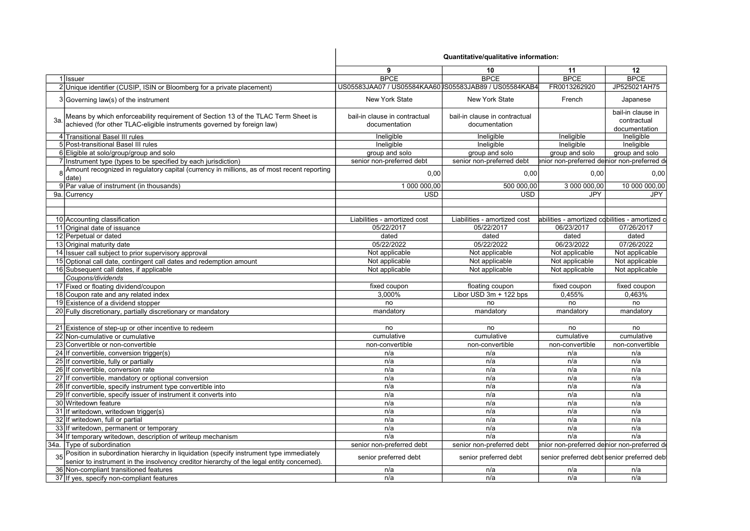| | | Quantitative/qualitative information: | | | |
|---|---|---|---|---|---|
| | | 9 | 10 | 11 | 12 |
| 1 | Issuer | BPCE | BPCE | BPCE | BPCE |
| 2 | Unique identifier (CUSIP, ISIN or Bloomberg for a private placement) | US05583JAA07 / US05584KAA60 | US05583JAB89 / US05584KAB4 | FR0013262920 | JP525021AH75 |
| 3 | Governing law(s) of the instrument | New York State | New York State | French | Japanese |
| 3a. | Means by which enforceability requirement of Section 13 of the TLAC Term Sheet is achieved (for other TLAC-eligible instruments governed by foreign law) | bail-in clause in contractual documentation | bail-in clause in contractual documentation | | bail-in clause in contractual documentation |
| 4 | Transitional Basel III rules | Ineligible | Ineligible | Ineligible | Ineligible |
| 5 | Post-transitional Basel III rules | Ineligible | Ineligible | Ineligible | Ineligible |
| 6 | Eligible at solo/group/group and solo | group and solo | group and solo | group and solo | group and solo |
| 7 | Instrument type (types to be specified by each jurisdiction) | senior non-preferred debt | senior non-preferred debt | senior non-preferred debt | senior non-preferred debt |
| 8 | Amount recognized in regulatory capital (currency in millions, as of most recent reporting date) | 0,00 | 0,00 | 0,00 | 0,00 |
| 9 | Par value of instrument (in thousands) | 1 000 000,00 | 500 000,00 | 3 000 000,00 | 10 000 000,00 |
| 9a. | Currency | USD | USD | JPY | JPY |
| | | | | | |
| | | | | | |
| 10 | Accounting classification | Liabilities - amortized cost | Liabilities - amortized cost | Liabilities - amortized cost | Liabilities - amortized cost |
| 11 | Original date of issuance | 05/22/2017 | 05/22/2017 | 06/23/2017 | 07/26/2017 |
| 12 | Perpetual or dated | dated | dated | dated | dated |
| 13 | Original maturity date | 05/22/2022 | 05/22/2022 | 06/23/2022 | 07/26/2022 |
| 14 | Issuer call subject to prior supervisory approval | Not applicable | Not applicable | Not applicable | Not applicable |
| 15 | Optional call date, contingent call dates and redemption amount | Not applicable | Not applicable | Not applicable | Not applicable |
| 16 | Subsequent call dates, if applicable | Not applicable | Not applicable | Not applicable | Not applicable |
| | *Coupons/dividends* | | | | |
| 17 | Fixed or floating dividend/coupon | fixed coupon | floating coupon | fixed coupon | fixed coupon |
| 18 | Coupon rate and any related index | 3,000% | Libor USD 3m + 122 bps | 0,455% | 0,463% |
| 19 | Existence of a dividend stopper | no | no | no | no |
| 20 | Fully discretionary, partially discretionary or mandatory | mandatory | mandatory | mandatory | mandatory |
| | | | | | |
| 21 | Existence of step-up or other incentive to redeem | no | no | no | no |
| 22 | Non-cumulative or cumulative | cumulative | cumulative | cumulative | cumulative |
| 23 | Convertible or non-convertible | non-convertible | non-convertible | non-convertible | non-convertible |
| 24 | If convertible, conversion trigger(s) | n/a | n/a | n/a | n/a |
| 25 | If convertible, fully or partially | n/a | n/a | n/a | n/a |
| 26 | If convertible, conversion rate | n/a | n/a | n/a | n/a |
| 27 | If convertible, mandatory or optional conversion | n/a | n/a | n/a | n/a |
| 28 | If convertible, specify instrument type convertible into | n/a | n/a | n/a | n/a |
| 29 | If convertible, specify issuer of instrument it converts into | n/a | n/a | n/a | n/a |
| 30 | Writedown feature | n/a | n/a | n/a | n/a |
| 31 | If writedown, writedown trigger(s) | n/a | n/a | n/a | n/a |
| 32 | If writedown, full or partial | n/a | n/a | n/a | n/a |
| 33 | If writedown, permanent or temporary | n/a | n/a | n/a | n/a |
| 34 | If temporary writedown, description of writeup mechanism | n/a | n/a | n/a | n/a |
| 34a. | Type of subordination | senior non-preferred debt | senior non-preferred debt | senior non-preferred debt | senior non-preferred debt |
| 35 | Position in subordination hierarchy in liquidation (specify instrument type immediately senior to instrument in the insolvency creditor hierarchy of the legal entity concerned). | senior preferred debt | senior preferred debt | senior preferred debt | senior preferred debt |
| 36 | Non-compliant transitioned features | n/a | n/a | n/a | n/a |
| 37 | If yes, specify non-compliant features | n/a | n/a | n/a | n/a |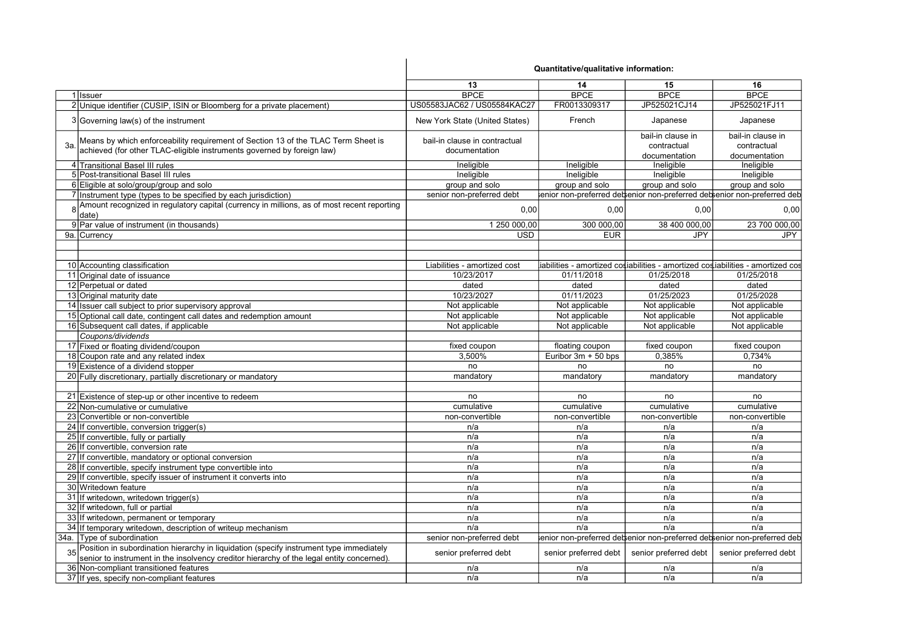| | | Quantitative/qualitative information: | | | |
|---|---|---|---|---|---|
| | | 13 | 14 | 15 | 16 |
| 1 | Issuer | BPCE | BPCE | BPCE | BPCE |
| 2 | Unique identifier (CUSIP, ISIN or Bloomberg for a private placement) | US05583JAC62 / US05584KAC27 | FR0013309317 | JP525021CJ14 | JP525021FJ11 |
| 3 | Governing law(s) of the instrument | New York State (United States) | French | Japanese | Japanese |
| 3a. | Means by which enforceability requirement of Section 13 of the TLAC Term Sheet is achieved (for other TLAC-eligible instruments governed by foreign law) | bail-in clause in contractual documentation | | bail-in clause in contractual documentation | bail-in clause in contractual documentation |
| 4 | Transitional Basel III rules | Ineligible | Ineligible | Ineligible | Ineligible |
| 5 | Post-transitional Basel III rules | Ineligible | Ineligible | Ineligible | Ineligible |
| 6 | Eligible at solo/group/group and solo | group and solo | group and solo | group and solo | group and solo |
| 7 | Instrument type (types to be specified by each jurisdiction) | senior non-preferred debt | senior non-preferred debt | senior non-preferred debt | senior non-preferred debt |
| 8 | Amount recognized in regulatory capital (currency in millions, as of most recent reporting date) | 0,00 | 0,00 | 0,00 | 0,00 |
| 9 | Par value of instrument (in thousands) | 1 250 000,00 | 300 000,00 | 38 400 000,00 | 23 700 000,00 |
| 9a. | Currency | USD | EUR | JPY | JPY |
| | | | | | |
| | | | | | |
| 10 | Accounting classification | Liabilities - amortized cost | Liabilities - amortized cost | Liabilities - amortized cost | Liabilities - amortized cost |
| 11 | Original date of issuance | 10/23/2017 | 01/11/2018 | 01/25/2018 | 01/25/2018 |
| 12 | Perpetual or dated | dated | dated | dated | dated |
| 13 | Original maturity date | 10/23/2027 | 01/11/2023 | 01/25/2023 | 01/25/2028 |
| 14 | Issuer call subject to prior supervisory approval | Not applicable | Not applicable | Not applicable | Not applicable |
| 15 | Optional call date, contingent call dates and redemption amount | Not applicable | Not applicable | Not applicable | Not applicable |
| 16 | Subsequent call dates, if applicable | Not applicable | Not applicable | Not applicable | Not applicable |
| | *Coupons/dividends* | | | | |
| 17 | Fixed or floating dividend/coupon | fixed coupon | floating coupon | fixed coupon | fixed coupon |
| 18 | Coupon rate and any related index | 3,500% | Euribor 3m + 50 bps | 0,385% | 0,734% |
| 19 | Existence of a dividend stopper | no | no | no | no |
| 20 | Fully discretionary, partially discretionary or mandatory | mandatory | mandatory | mandatory | mandatory |
| | | | | | |
| 21 | Existence of step-up or other incentive to redeem | no | no | no | no |
| 22 | Non-cumulative or cumulative | cumulative | cumulative | cumulative | cumulative |
| 23 | Convertible or non-convertible | non-convertible | non-convertible | non-convertible | non-convertible |
| 24 | If convertible, conversion trigger(s) | n/a | n/a | n/a | n/a |
| 25 | If convertible, fully or partially | n/a | n/a | n/a | n/a |
| 26 | If convertible, conversion rate | n/a | n/a | n/a | n/a |
| 27 | If convertible, mandatory or optional conversion | n/a | n/a | n/a | n/a |
| 28 | If convertible, specify instrument type convertible into | n/a | n/a | n/a | n/a |
| 29 | If convertible, specify issuer of instrument it converts into | n/a | n/a | n/a | n/a |
| 30 | Writedown feature | n/a | n/a | n/a | n/a |
| 31 | If writedown, writedown trigger(s) | n/a | n/a | n/a | n/a |
| 32 | If writedown, full or partial | n/a | n/a | n/a | n/a |
| 33 | If writedown, permanent or temporary | n/a | n/a | n/a | n/a |
| 34 | If temporary writedown, description of writeup mechanism | n/a | n/a | n/a | n/a |
| 34a. | Type of subordination | senior non-preferred debt | senior non-preferred debt | senior non-preferred debt | senior non-preferred debt |
| 35 | Position in subordination hierarchy in liquidation (specify instrument type immediately senior to instrument in the insolvency creditor hierarchy of the legal entity concerned). | senior preferred debt | senior preferred debt | senior preferred debt | senior preferred debt |
| 36 | Non-compliant transitioned features | n/a | n/a | n/a | n/a |
| 37 | If yes, specify non-compliant features | n/a | n/a | n/a | n/a |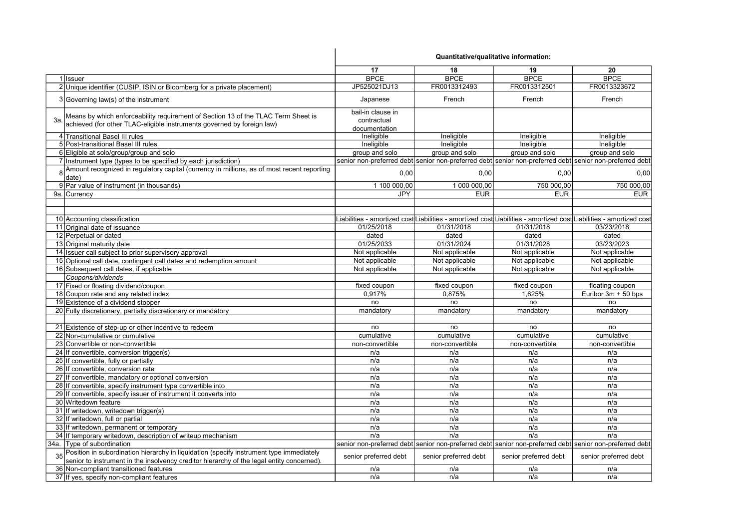| | | Quantitative/qualitative information: | | | |
|---|---|---|---|---|---|
| | | 17 | 18 | 19 | 20 |
| 1 | Issuer | BPCE | BPCE | BPCE | BPCE |
| 2 | Unique identifier (CUSIP, ISIN or Bloomberg for a private placement) | JP525021DJ13 | FR0013312493 | FR0013312501 | FR0013323672 |
| 3 | Governing law(s) of the instrument | Japanese | French | French | French |
| 3a. | Means by which enforceability requirement of Section 13 of the TLAC Term Sheet is achieved (for other TLAC-eligible instruments governed by foreign law) | bail-in clause in contractual documentation | | | |
| 4 | Transitional Basel III rules | Ineligible | Ineligible | Ineligible | Ineligible |
| 5 | Post-transitional Basel III rules | Ineligible | Ineligible | Ineligible | Ineligible |
| 6 | Eligible at solo/group/group and solo | group and solo | group and solo | group and solo | group and solo |
| 7 | Instrument type (types to be specified by each jurisdiction) | senior non-preferred debt | senior non-preferred debt | senior non-preferred debt | senior non-preferred debt |
| 8 | Amount recognized in regulatory capital (currency in millions, as of most recent reporting date) | 0,00 | 0,00 | 0,00 | 0,00 |
| 9 | Par value of instrument (in thousands) | 1 100 000,00 | 1 000 000,00 | 750 000,00 | 750 000,00 |
| 9a. | Currency | JPY | EUR | EUR | EUR |
| | | | | | |
| | | | | | |
| 10 | Accounting classification | Liabilities - amortized cost | Liabilities - amortized cost | Liabilities - amortized cost | Liabilities - amortized cost |
| 11 | Original date of issuance | 01/25/2018 | 01/31/2018 | 01/31/2018 | 03/23/2018 |
| 12 | Perpetual or dated | dated | dated | dated | dated |
| 13 | Original maturity date | 01/25/2033 | 01/31/2024 | 01/31/2028 | 03/23/2023 |
| 14 | Issuer call subject to prior supervisory approval | Not applicable | Not applicable | Not applicable | Not applicable |
| 15 | Optional call date, contingent call dates and redemption amount | Not applicable | Not applicable | Not applicable | Not applicable |
| 16 | Subsequent call dates, if applicable | Not applicable | Not applicable | Not applicable | Not applicable |
| | *Coupons/dividends* | | | | |
| 17 | Fixed or floating dividend/coupon | fixed coupon | fixed coupon | fixed coupon | floating coupon |
| 18 | Coupon rate and any related index | 0,917% | 0,875% | 1,625% | Euribor 3m + 50 bps |
| 19 | Existence of a dividend stopper | no | no | no | no |
| 20 | Fully discretionary, partially discretionary or mandatory | mandatory | mandatory | mandatory | mandatory |
| | | | | | |
| 21 | Existence of step-up or other incentive to redeem | no | no | no | no |
| 22 | Non-cumulative or cumulative | cumulative | cumulative | cumulative | cumulative |
| 23 | Convertible or non-convertible | non-convertible | non-convertible | non-convertible | non-convertible |
| 24 | If convertible, conversion trigger(s) | n/a | n/a | n/a | n/a |
| 25 | If convertible, fully or partially | n/a | n/a | n/a | n/a |
| 26 | If convertible, conversion rate | n/a | n/a | n/a | n/a |
| 27 | If convertible, mandatory or optional conversion | n/a | n/a | n/a | n/a |
| 28 | If convertible, specify instrument type convertible into | n/a | n/a | n/a | n/a |
| 29 | If convertible, specify issuer of instrument it converts into | n/a | n/a | n/a | n/a |
| 30 | Writedown feature | n/a | n/a | n/a | n/a |
| 31 | If writedown, writedown trigger(s) | n/a | n/a | n/a | n/a |
| 32 | If writedown, full or partial | n/a | n/a | n/a | n/a |
| 33 | If writedown, permanent or temporary | n/a | n/a | n/a | n/a |
| 34 | If temporary writedown, description of writeup mechanism | n/a | n/a | n/a | n/a |
| 34a. | Type of subordination | senior non-preferred debt | senior non-preferred debt | senior non-preferred debt | senior non-preferred debt |
| 35 | Position in subordination hierarchy in liquidation (specify instrument type immediately senior to instrument in the insolvency creditor hierarchy of the legal entity concerned). | senior preferred debt | senior preferred debt | senior preferred debt | senior preferred debt |
| 36 | Non-compliant transitioned features | n/a | n/a | n/a | n/a |
| 37 | If yes, specify non-compliant features | n/a | n/a | n/a | n/a |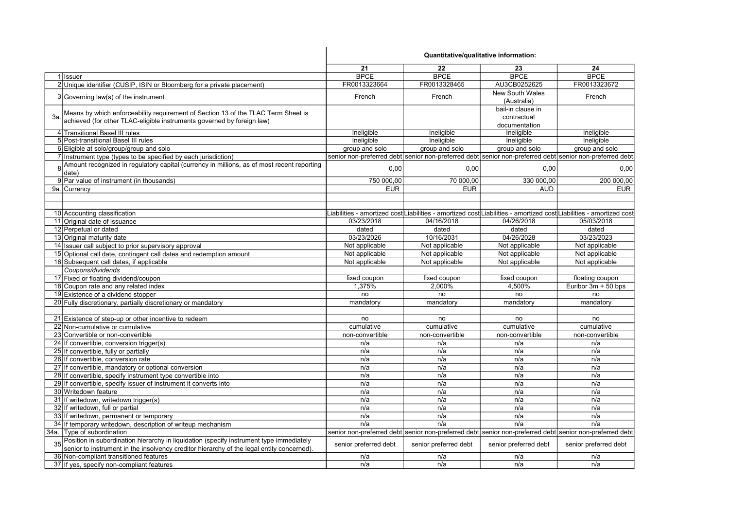| | | Quantitative/qualitative information: | | | |
|---|---|---|---|---|---|
| | | **21** | **22** | **23** | **24** |
| 1 | Issuer | BPCE | BPCE | BPCE | BPCE |
| 2 | Unique identifier (CUSIP, ISIN or Bloomberg for a private placement) | FR0013323664 | FR0013328465 | AU3CB0252625 | FR0013323672 |
| 3 | Governing law(s) of the instrument | French | French | New South Wales (Australia) | French |
| 3a. | Means by which enforceability requirement of Section 13 of the TLAC Term Sheet is achieved (for other TLAC-eligible instruments governed by foreign law) | | | bail-in clause in contractual documentation | |
| 4 | Transitional Basel III rules | Ineligible | Ineligible | Ineligible | Ineligible |
| 5 | Post-transitional Basel III rules | Ineligible | Ineligible | Ineligible | Ineligible |
| 6 | Eligible at solo/group/group and solo | group and solo | group and solo | group and solo | group and solo |
| 7 | Instrument type (types to be specified by each jurisdiction) | senior non-preferred debt | senior non-preferred debt | senior non-preferred debt | senior non-preferred debt |
| 8 | Amount recognized in regulatory capital (currency in millions, as of most recent reporting date) | 0,00 | 0,00 | 0,00 | 0,00 |
| 9 | Par value of instrument (in thousands) | 750 000,00 | 70 000,00 | 330 000,00 | 200 000,00 |
| 9a. | Currency | EUR | EUR | AUD | EUR |
| | | | | | |
| | | | | | |
| 10 | Accounting classification | Liabilities - amortized cost | Liabilities - amortized cost | Liabilities - amortized cost | Liabilities - amortized cost |
| 11 | Original date of issuance | 03/23/2018 | 04/16/2018 | 04/26/2018 | 05/03/2018 |
| 12 | Perpetual or dated | dated | dated | dated | dated |
| 13 | Original maturity date | 03/23/2026 | 10/16/2031 | 04/26/2028 | 03/23/2023 |
| 14 | Issuer call subject to prior supervisory approval | Not applicable | Not applicable | Not applicable | Not applicable |
| 15 | Optional call date, contingent call dates and redemption amount | Not applicable | Not applicable | Not applicable | Not applicable |
| 16 | Subsequent call dates, if applicable | Not applicable | Not applicable | Not applicable | Not applicable |
| | *Coupons/dividends* | | | | |
| 17 | Fixed or floating dividend/coupon | fixed coupon | fixed coupon | fixed coupon | floating coupon |
| 18 | Coupon rate and any related index | 1,375% | 2,000% | 4,500% | Euribor 3m + 50 bps |
| 19 | Existence of a dividend stopper | no | no | no | no |
| 20 | Fully discretionary, partially discretionary or mandatory | mandatory | mandatory | mandatory | mandatory |
| | | | | | |
| 21 | Existence of step-up or other incentive to redeem | no | no | no | no |
| 22 | Non-cumulative or cumulative | cumulative | cumulative | cumulative | cumulative |
| 23 | Convertible or non-convertible | non-convertible | non-convertible | non-convertible | non-convertible |
| 24 | If convertible, conversion trigger(s) | n/a | n/a | n/a | n/a |
| 25 | If convertible, fully or partially | n/a | n/a | n/a | n/a |
| 26 | If convertible, conversion rate | n/a | n/a | n/a | n/a |
| 27 | If convertible, mandatory or optional conversion | n/a | n/a | n/a | n/a |
| 28 | If convertible, specify instrument type convertible into | n/a | n/a | n/a | n/a |
| 29 | If convertible, specify issuer of instrument it converts into | n/a | n/a | n/a | n/a |
| 30 | Writedown feature | n/a | n/a | n/a | n/a |
| 31 | If writedown, writedown trigger(s) | n/a | n/a | n/a | n/a |
| 32 | If writedown, full or partial | n/a | n/a | n/a | n/a |
| 33 | If writedown, permanent or temporary | n/a | n/a | n/a | n/a |
| 34 | If temporary writedown, description of writeup mechanism | n/a | n/a | n/a | n/a |
| 34a. | Type of subordination | senior non-preferred debt | senior non-preferred debt | senior non-preferred debt | senior non-preferred debt |
| 35 | Position in subordination hierarchy in liquidation (specify instrument type immediately senior to instrument in the insolvency creditor hierarchy of the legal entity concerned). | senior preferred debt | senior preferred debt | senior preferred debt | senior preferred debt |
| 36 | Non-compliant transitioned features | n/a | n/a | n/a | n/a |
| 37 | If yes, specify non-compliant features | n/a | n/a | n/a | n/a |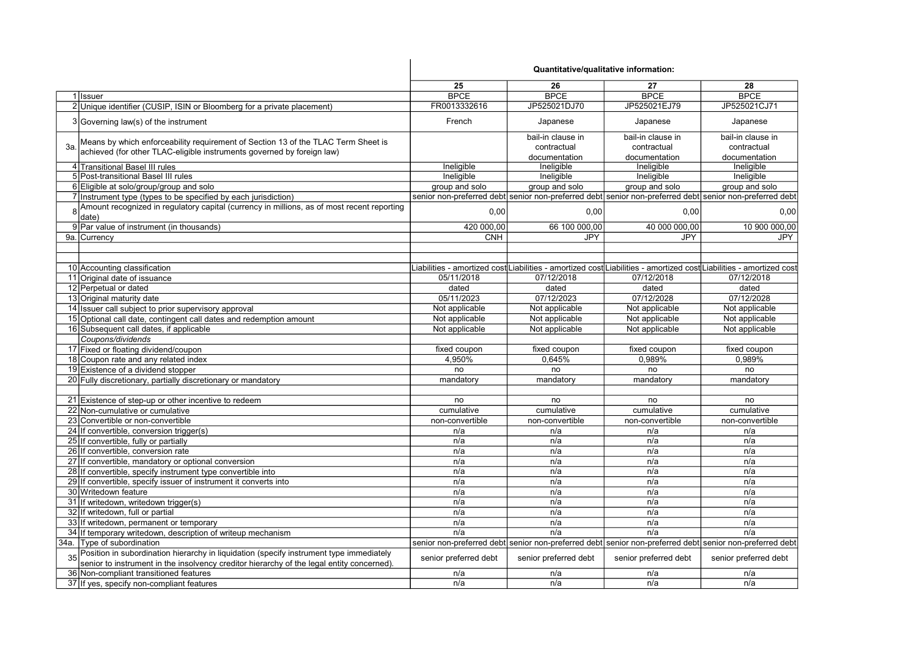| | | Quantitative/qualitative information: | | | |
|---|---|---|---|---|---|
| | | 25 | 26 | 27 | 28 |
| 1 | Issuer | BPCE | BPCE | BPCE | BPCE |
| 2 | Unique identifier (CUSIP, ISIN or Bloomberg for a private placement) | FR0013332616 | JP525021DJ70 | JP525021EJ79 | JP525021CJ71 |
| 3 | Governing law(s) of the instrument | French | Japanese | Japanese | Japanese |
| 3a. | Means by which enforceability requirement of Section 13 of the TLAC Term Sheet is achieved (for other TLAC-eligible instruments governed by foreign law) | | bail-in clause in contractual documentation | bail-in clause in contractual documentation | bail-in clause in contractual documentation |
| 4 | Transitional Basel III rules | Ineligible | Ineligible | Ineligible | Ineligible |
| 5 | Post-transitional Basel III rules | Ineligible | Ineligible | Ineligible | Ineligible |
| 6 | Eligible at solo/group/group and solo | group and solo | group and solo | group and solo | group and solo |
| 7 | Instrument type (types to be specified by each jurisdiction) | senior non-preferred debt | senior non-preferred debt | senior non-preferred debt | senior non-preferred debt |
| 8 | Amount recognized in regulatory capital (currency in millions, as of most recent reporting date) | 0,00 | 0,00 | 0,00 | 0,00 |
| 9 | Par value of instrument (in thousands) | 420 000,00 | 66 100 000,00 | 40 000 000,00 | 10 900 000,00 |
| 9a. | Currency | CNH | JPY | JPY | JPY |
| | | | | | |
| | | | | | |
| 10 | Accounting classification | Liabilities - amortized cost | Liabilities - amortized cost | Liabilities - amortized cost | Liabilities - amortized cost |
| 11 | Original date of issuance | 05/11/2018 | 07/12/2018 | 07/12/2018 | 07/12/2018 |
| 12 | Perpetual or dated | dated | dated | dated | dated |
| 13 | Original maturity date | 05/11/2023 | 07/12/2023 | 07/12/2028 | 07/12/2028 |
| 14 | Issuer call subject to prior supervisory approval | Not applicable | Not applicable | Not applicable | Not applicable |
| 15 | Optional call date, contingent call dates and redemption amount | Not applicable | Not applicable | Not applicable | Not applicable |
| 16 | Subsequent call dates, if applicable | Not applicable | Not applicable | Not applicable | Not applicable |
| | *Coupons/dividends* | | | | |
| 17 | Fixed or floating dividend/coupon | fixed coupon | fixed coupon | fixed coupon | fixed coupon |
| 18 | Coupon rate and any related index | 4,950% | 0,645% | 0,989% | 0,989% |
| 19 | Existence of a dividend stopper | no | no | no | no |
| 20 | Fully discretionary, partially discretionary or mandatory | mandatory | mandatory | mandatory | mandatory |
| | | | | | |
| 21 | Existence of step-up or other incentive to redeem | no | no | no | no |
| 22 | Non-cumulative or cumulative | cumulative | cumulative | cumulative | cumulative |
| 23 | Convertible or non-convertible | non-convertible | non-convertible | non-convertible | non-convertible |
| 24 | If convertible, conversion trigger(s) | n/a | n/a | n/a | n/a |
| 25 | If convertible, fully or partially | n/a | n/a | n/a | n/a |
| 26 | If convertible, conversion rate | n/a | n/a | n/a | n/a |
| 27 | If convertible, mandatory or optional conversion | n/a | n/a | n/a | n/a |
| 28 | If convertible, specify instrument type convertible into | n/a | n/a | n/a | n/a |
| 29 | If convertible, specify issuer of instrument it converts into | n/a | n/a | n/a | n/a |
| 30 | Writedown feature | n/a | n/a | n/a | n/a |
| 31 | If writedown, writedown trigger(s) | n/a | n/a | n/a | n/a |
| 32 | If writedown, full or partial | n/a | n/a | n/a | n/a |
| 33 | If writedown, permanent or temporary | n/a | n/a | n/a | n/a |
| 34 | If temporary writedown, description of writeup mechanism | n/a | n/a | n/a | n/a |
| 34a. | Type of subordination | senior non-preferred debt | senior non-preferred debt | senior non-preferred debt | senior non-preferred debt |
| 35 | Position in subordination hierarchy in liquidation (specify instrument type immediately senior to instrument in the insolvency creditor hierarchy of the legal entity concerned). | senior preferred debt | senior preferred debt | senior preferred debt | senior preferred debt |
| 36 | Non-compliant transitioned features | n/a | n/a | n/a | n/a |
| 37 | If yes, specify non-compliant features | n/a | n/a | n/a | n/a |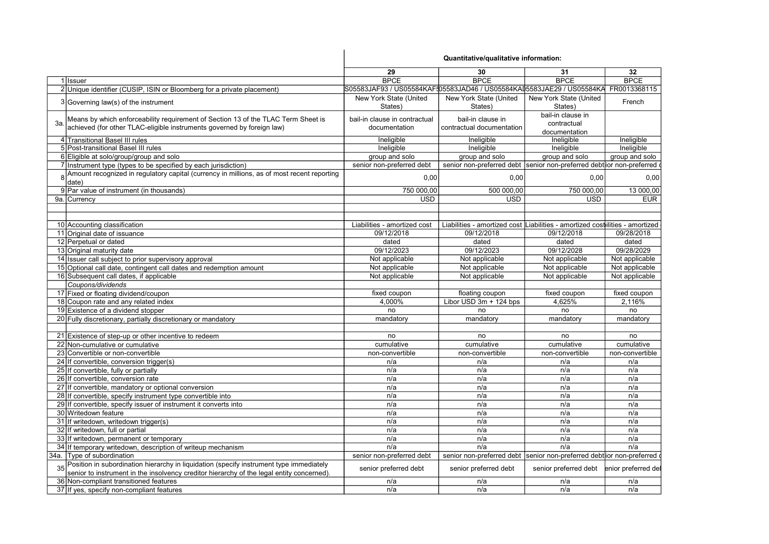| | | Quantitative/qualitative information: | | | |
|---|---|---|---|---|---|
| | | 29 | 30 | 31 | 32 |
| 1 | Issuer | BPCE | BPCE | BPCE | BPCE |
| 2 | Unique identifier (CUSIP, ISIN or Bloomberg for a private placement) | S05583JAF93 / US05584KAF! | 05583JAD46 / US05584KAI | 5583JAE29 / US05584KA | FR0013368115 |
| 3 | Governing law(s) of the instrument | New York State (United States) | New York State (United States) | New York State (United States) | French |
| 3a. | Means by which enforceability requirement of Section 13 of the TLAC Term Sheet is achieved (for other TLAC-eligible instruments governed by foreign law) | bail-in clause in contractual documentation | bail-in clause in contractual documentation | bail-in clause in contractual documentation | |
| 4 | Transitional Basel III rules | Ineligible | Ineligible | Ineligible | Ineligible |
| 5 | Post-transitional Basel III rules | Ineligible | Ineligible | Ineligible | Ineligible |
| 6 | Eligible at solo/group/group and solo | group and solo | group and solo | group and solo | group and solo |
| 7 | Instrument type (types to be specified by each jurisdiction) | senior non-preferred debt | senior non-preferred debt | senior non-preferred debt | ior non-preferred c |
| 8 | Amount recognized in regulatory capital (currency in millions, as of most recent reporting date) | 0,00 | 0,00 | 0,00 | 0,00 |
| 9 | Par value of instrument (in thousands) | 750 000,00 | 500 000,00 | 750 000,00 | 13 000,00 |
| 9a. | Currency | USD | USD | USD | EUR |
| | | | | | |
| | | | | | |
| 10 | Accounting classification | Liabilities - amortized cost | Liabilities - amortized cost | Liabilities - amortized cost | ilities - amortized |
| 11 | Original date of issuance | 09/12/2018 | 09/12/2018 | 09/12/2018 | 09/28/2018 |
| 12 | Perpetual or dated | dated | dated | dated | dated |
| 13 | Original maturity date | 09/12/2023 | 09/12/2023 | 09/12/2028 | 09/28/2029 |
| 14 | Issuer call subject to prior supervisory approval | Not applicable | Not applicable | Not applicable | Not applicable |
| 15 | Optional call date, contingent call dates and redemption amount | Not applicable | Not applicable | Not applicable | Not applicable |
| 16 | Subsequent call dates, if applicable | Not applicable | Not applicable | Not applicable | Not applicable |
| | *Coupons/dividends* | | | | |
| 17 | Fixed or floating dividend/coupon | fixed coupon | floating coupon | fixed coupon | fixed coupon |
| 18 | Coupon rate and any related index | 4,000% | Libor USD 3m + 124 bps | 4,625% | 2,116% |
| 19 | Existence of a dividend stopper | no | no | no | no |
| 20 | Fully discretionary, partially discretionary or mandatory | mandatory | mandatory | mandatory | mandatory |
| | | | | | |
| 21 | Existence of step-up or other incentive to redeem | no | no | no | no |
| 22 | Non-cumulative or cumulative | cumulative | cumulative | cumulative | cumulative |
| 23 | Convertible or non-convertible | non-convertible | non-convertible | non-convertible | non-convertible |
| 24 | If convertible, conversion trigger(s) | n/a | n/a | n/a | n/a |
| 25 | If convertible, fully or partially | n/a | n/a | n/a | n/a |
| 26 | If convertible, conversion rate | n/a | n/a | n/a | n/a |
| 27 | If convertible, mandatory or optional conversion | n/a | n/a | n/a | n/a |
| 28 | If convertible, specify instrument type convertible into | n/a | n/a | n/a | n/a |
| 29 | If convertible, specify issuer of instrument it converts into | n/a | n/a | n/a | n/a |
| 30 | Writedown feature | n/a | n/a | n/a | n/a |
| 31 | If writedown, writedown trigger(s) | n/a | n/a | n/a | n/a |
| 32 | If writedown, full or partial | n/a | n/a | n/a | n/a |
| 33 | If writedown, permanent or temporary | n/a | n/a | n/a | n/a |
| 34 | If temporary writedown, description of writeup mechanism | n/a | n/a | n/a | n/a |
| 34a. | Type of subordination | senior non-preferred debt | senior non-preferred debt | senior non-preferred debt | ior non-preferred c |
| 35 | Position in subordination hierarchy in liquidation (specify instrument type immediately senior to instrument in the insolvency creditor hierarchy of the legal entity concerned). | senior preferred debt | senior preferred debt | senior preferred debt | enior preferred del |
| 36 | Non-compliant transitioned features | n/a | n/a | n/a | n/a |
| 37 | If yes, specify non-compliant features | n/a | n/a | n/a | n/a |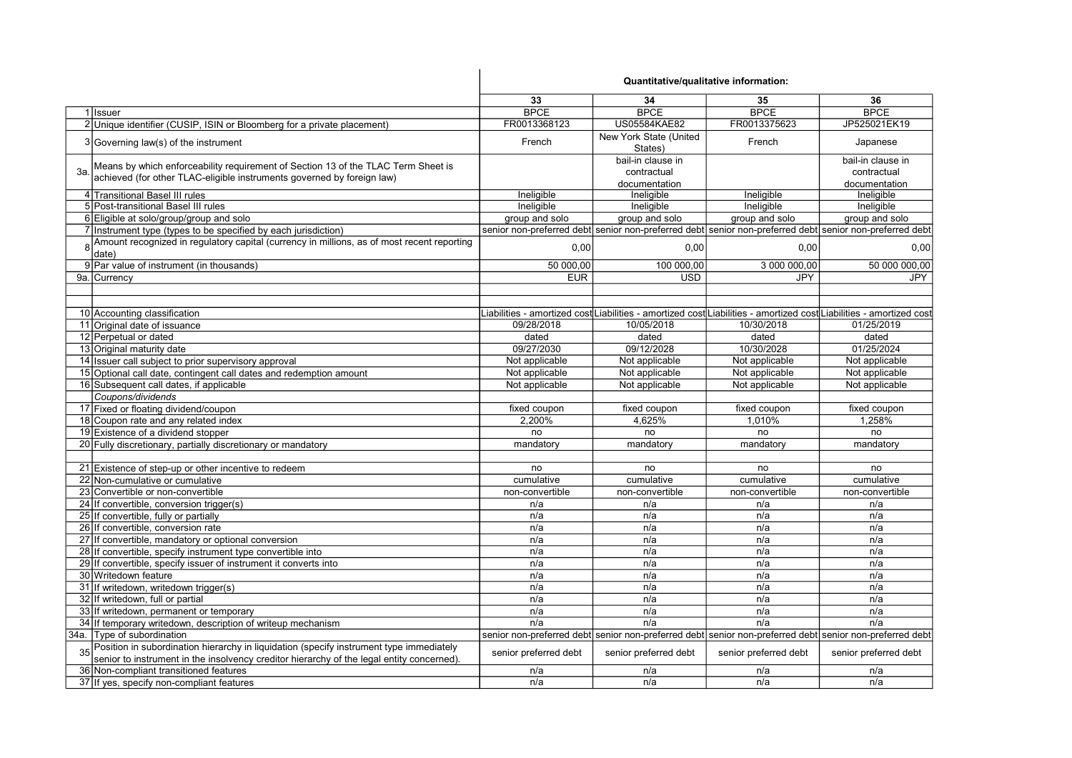| | | Quantitative/qualitative information: | | | |
|---|---|---|---|---|---|
| | | 33 | 34 | 35 | 36 |
| 1 | Issuer | BPCE | BPCE | BPCE | BPCE |
| 2 | Unique identifier (CUSIP, ISIN or Bloomberg for a private placement) | FR0013368123 | US05584KAE82 | FR0013375623 | JP525021EK19 |
| 3 | Governing law(s) of the instrument | French | New York State (United States) | French | Japanese |
| 3a. | Means by which enforceability requirement of Section 13 of the TLAC Term Sheet is achieved (for other TLAC-eligible instruments governed by foreign law) | | bail-in clause in contractual documentation | | bail-in clause in contractual documentation |
| 4 | Transitional Basel III rules | Ineligible | Ineligible | Ineligible | Ineligible |
| 5 | Post-transitional Basel III rules | Ineligible | Ineligible | Ineligible | Ineligible |
| 6 | Eligible at solo/group/group and solo | group and solo | group and solo | group and solo | group and solo |
| 7 | Instrument type (types to be specified by each jurisdiction) | senior non-preferred debt | senior non-preferred debt | senior non-preferred debt | senior non-preferred debt |
| 8 | Amount recognized in regulatory capital (currency in millions, as of most recent reporting date) | 0,00 | 0,00 | 0,00 | 0,00 |
| 9 | Par value of instrument (in thousands) | 50 000,00 | 100 000,00 | 3 000 000,00 | 50 000 000,00 |
| 9a. | Currency | EUR | USD | JPY | JPY |
| | | | | | |
| | | | | | |
| 10 | Accounting classification | Liabilities - amortized cost | Liabilities - amortized cost | Liabilities - amortized cost | Liabilities - amortized cost |
| 11 | Original date of issuance | 09/28/2018 | 10/05/2018 | 10/30/2018 | 01/25/2019 |
| 12 | Perpetual or dated | dated | dated | dated | dated |
| 13 | Original maturity date | 09/27/2030 | 09/12/2028 | 10/30/2028 | 01/25/2024 |
| 14 | Issuer call subject to prior supervisory approval | Not applicable | Not applicable | Not applicable | Not applicable |
| 15 | Optional call date, contingent call dates and redemption amount | Not applicable | Not applicable | Not applicable | Not applicable |
| 16 | Subsequent call dates, if applicable | Not applicable | Not applicable | Not applicable | Not applicable |
| | *Coupons/dividends* | | | | |
| 17 | Fixed or floating dividend/coupon | fixed coupon | fixed coupon | fixed coupon | fixed coupon |
| 18 | Coupon rate and any related index | 2,200% | 4,625% | 1,010% | 1,258% |
| 19 | Existence of a dividend stopper | no | no | no | no |
| 20 | Fully discretionary, partially discretionary or mandatory | mandatory | mandatory | mandatory | mandatory |
| | | | | | |
| 21 | Existence of step-up or other incentive to redeem | no | no | no | no |
| 22 | Non-cumulative or cumulative | cumulative | cumulative | cumulative | cumulative |
| 23 | Convertible or non-convertible | non-convertible | non-convertible | non-convertible | non-convertible |
| 24 | If convertible, conversion trigger(s) | n/a | n/a | n/a | n/a |
| 25 | If convertible, fully or partially | n/a | n/a | n/a | n/a |
| 26 | If convertible, conversion rate | n/a | n/a | n/a | n/a |
| 27 | If convertible, mandatory or optional conversion | n/a | n/a | n/a | n/a |
| 28 | If convertible, specify instrument type convertible into | n/a | n/a | n/a | n/a |
| 29 | If convertible, specify issuer of instrument it converts into | n/a | n/a | n/a | n/a |
| 30 | Writedown feature | n/a | n/a | n/a | n/a |
| 31 | If writedown, writedown trigger(s) | n/a | n/a | n/a | n/a |
| 32 | If writedown, full or partial | n/a | n/a | n/a | n/a |
| 33 | If writedown, permanent or temporary | n/a | n/a | n/a | n/a |
| 34 | If temporary writedown, description of writeup mechanism | n/a | n/a | n/a | n/a |
| 34a. | Type of subordination | senior non-preferred debt | senior non-preferred debt | senior non-preferred debt | senior non-preferred debt |
| 35 | Position in subordination hierarchy in liquidation (specify instrument type immediately senior to instrument in the insolvency creditor hierarchy of the legal entity concerned). | senior preferred debt | senior preferred debt | senior preferred debt | senior preferred debt |
| 36 | Non-compliant transitioned features | n/a | n/a | n/a | n/a |
| 37 | If yes, specify non-compliant features | n/a | n/a | n/a | n/a |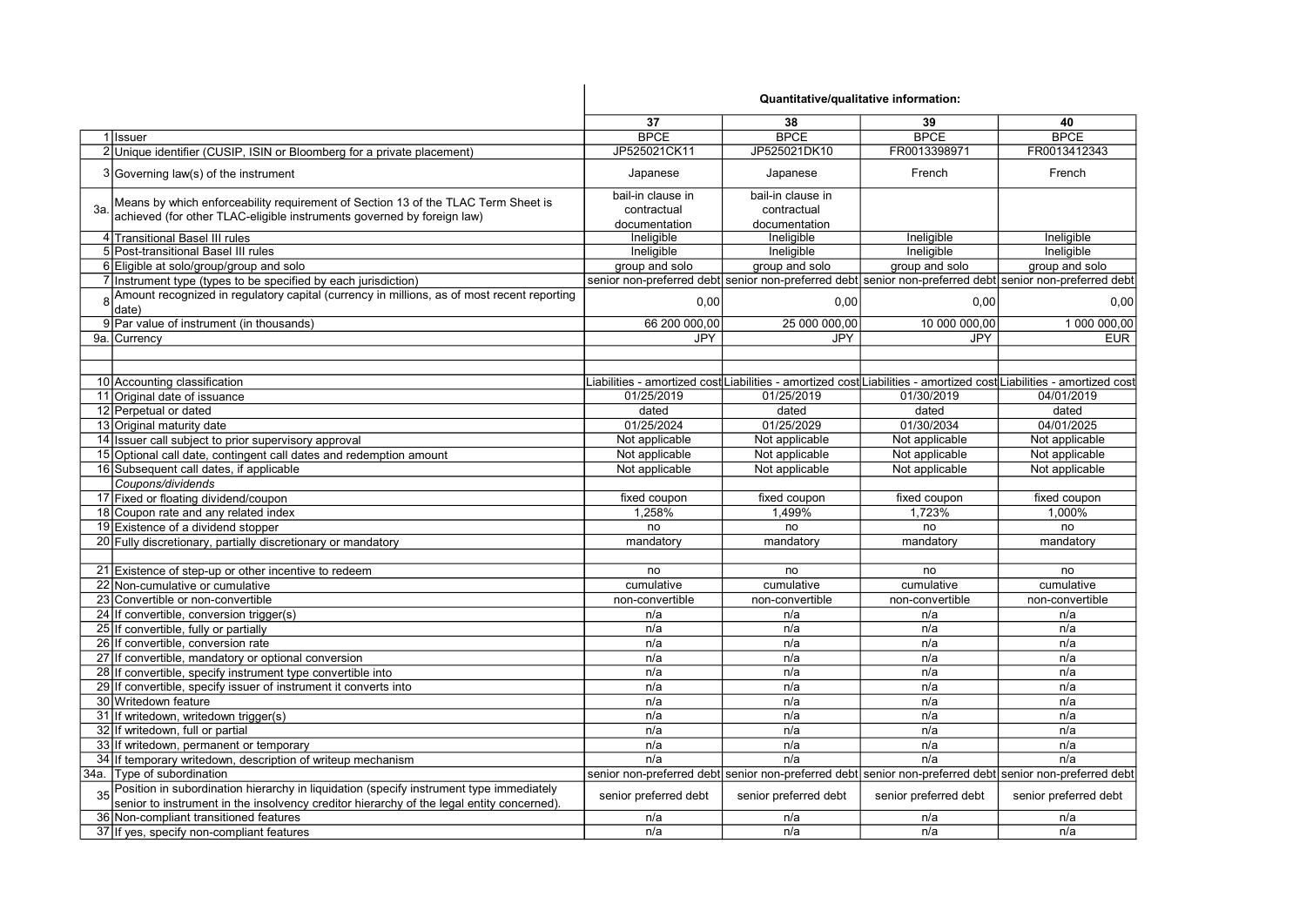| | | Quantitative/qualitative information: | | | |
|---|---|---|---|---|---|
| | | 37 | 38 | 39 | 40 |
| 1 | Issuer | BPCE | BPCE | BPCE | BPCE |
| 2 | Unique identifier (CUSIP, ISIN or Bloomberg for a private placement) | JP525021CK11 | JP525021DK10 | FR0013398971 | FR0013412343 |
| 3 | Governing law(s) of the instrument | Japanese | Japanese | French | French |
| 3a. | Means by which enforceability requirement of Section 13 of the TLAC Term Sheet is achieved (for other TLAC-eligible instruments governed by foreign law) | bail-in clause in contractual documentation | bail-in clause in contractual documentation | | |
| 4 | Transitional Basel III rules | Ineligible | Ineligible | Ineligible | Ineligible |
| 5 | Post-transitional Basel III rules | Ineligible | Ineligible | Ineligible | Ineligible |
| 6 | Eligible at solo/group/group and solo | group and solo | group and solo | group and solo | group and solo |
| 7 | Instrument type (types to be specified by each jurisdiction) | senior non-preferred debt | senior non-preferred debt | senior non-preferred debt | senior non-preferred debt |
| 8 | Amount recognized in regulatory capital (currency in millions, as of most recent reporting date) | 0,00 | 0,00 | 0,00 | 0,00 |
| 9 | Par value of instrument (in thousands) | 66 200 000,00 | 25 000 000,00 | 10 000 000,00 | 1 000 000,00 |
| 9a. | Currency | JPY | JPY | JPY | EUR |
| | | | | | |
| | | | | | |
| 10 | Accounting classification | Liabilities - amortized cost | Liabilities - amortized cost | Liabilities - amortized cost | Liabilities - amortized cost |
| 11 | Original date of issuance | 01/25/2019 | 01/25/2019 | 01/30/2019 | 04/01/2019 |
| 12 | Perpetual or dated | dated | dated | dated | dated |
| 13 | Original maturity date | 01/25/2024 | 01/25/2029 | 01/30/2034 | 04/01/2025 |
| 14 | Issuer call subject to prior supervisory approval | Not applicable | Not applicable | Not applicable | Not applicable |
| 15 | Optional call date, contingent call dates and redemption amount | Not applicable | Not applicable | Not applicable | Not applicable |
| 16 | Subsequent call dates, if applicable | Not applicable | Not applicable | Not applicable | Not applicable |
| | *Coupons/dividends* | | | | |
| 17 | Fixed or floating dividend/coupon | fixed coupon | fixed coupon | fixed coupon | fixed coupon |
| 18 | Coupon rate and any related index | 1,258% | 1,499% | 1,723% | 1,000% |
| 19 | Existence of a dividend stopper | no | no | no | no |
| 20 | Fully discretionary, partially discretionary or mandatory | mandatory | mandatory | mandatory | mandatory |
| | | | | | |
| 21 | Existence of step-up or other incentive to redeem | no | no | no | no |
| 22 | Non-cumulative or cumulative | cumulative | cumulative | cumulative | cumulative |
| 23 | Convertible or non-convertible | non-convertible | non-convertible | non-convertible | non-convertible |
| 24 | If convertible, conversion trigger(s) | n/a | n/a | n/a | n/a |
| 25 | If convertible, fully or partially | n/a | n/a | n/a | n/a |
| 26 | If convertible, conversion rate | n/a | n/a | n/a | n/a |
| 27 | If convertible, mandatory or optional conversion | n/a | n/a | n/a | n/a |
| 28 | If convertible, specify instrument type convertible into | n/a | n/a | n/a | n/a |
| 29 | If convertible, specify issuer of instrument it converts into | n/a | n/a | n/a | n/a |
| 30 | Writedown feature | n/a | n/a | n/a | n/a |
| 31 | If writedown, writedown trigger(s) | n/a | n/a | n/a | n/a |
| 32 | If writedown, full or partial | n/a | n/a | n/a | n/a |
| 33 | If writedown, permanent or temporary | n/a | n/a | n/a | n/a |
| 34 | If temporary writedown, description of writeup mechanism | n/a | n/a | n/a | n/a |
| 34a. | Type of subordination | senior non-preferred debt | senior non-preferred debt | senior non-preferred debt | senior non-preferred debt |
| 35 | Position in subordination hierarchy in liquidation (specify instrument type immediately senior to instrument in the insolvency creditor hierarchy of the legal entity concerned). | senior preferred debt | senior preferred debt | senior preferred debt | senior preferred debt |
| 36 | Non-compliant transitioned features | n/a | n/a | n/a | n/a |
| 37 | If yes, specify non-compliant features | n/a | n/a | n/a | n/a |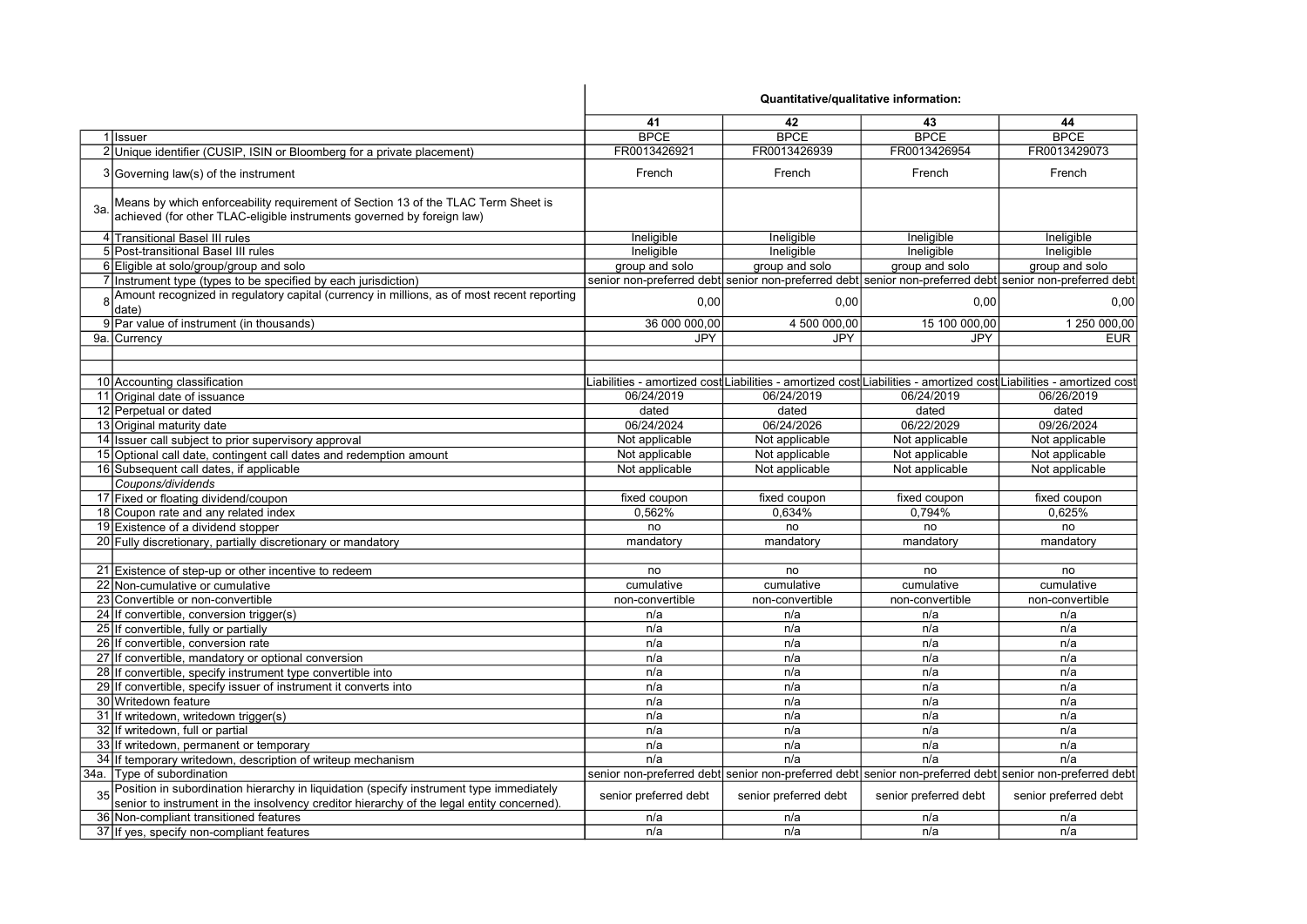| | | Quantitative/qualitative information: | | | |
|---|---|---|---|---|---|
| | | **41** | **42** | **43** | **44** |
| 1 | Issuer | BPCE | BPCE | BPCE | BPCE |
| 2 | Unique identifier (CUSIP, ISIN or Bloomberg for a private placement) | FR0013426921 | FR0013426939 | FR0013426954 | FR0013429073 |
| 3 | Governing law(s) of the instrument | French | French | French | French |
| 3a. | Means by which enforceability requirement of Section 13 of the TLAC Term Sheet is achieved (for other TLAC-eligible instruments governed by foreign law) | | | | |
| 4 | Transitional Basel III rules | Ineligible | Ineligible | Ineligible | Ineligible |
| 5 | Post-transitional Basel III rules | Ineligible | Ineligible | Ineligible | Ineligible |
| 6 | Eligible at solo/group/group and solo | group and solo | group and solo | group and solo | group and solo |
| 7 | Instrument type (types to be specified by each jurisdiction) | senior non-preferred debt | senior non-preferred debt | senior non-preferred debt | senior non-preferred debt |
| 8 | Amount recognized in regulatory capital (currency in millions, as of most recent reporting date) | 0,00 | 0,00 | 0,00 | 0,00 |
| 9 | Par value of instrument (in thousands) | 36 000 000,00 | 4 500 000,00 | 15 100 000,00 | 1 250 000,00 |
| 9a. | Currency | JPY | JPY | JPY | EUR |
| | | | | | |
| | | | | | |
| 10 | Accounting classification | Liabilities - amortized cost | Liabilities - amortized cost | Liabilities - amortized cost | Liabilities - amortized cost |
| 11 | Original date of issuance | 06/24/2019 | 06/24/2019 | 06/24/2019 | 06/26/2019 |
| 12 | Perpetual or dated | dated | dated | dated | dated |
| 13 | Original maturity date | 06/24/2024 | 06/24/2026 | 06/22/2029 | 09/26/2024 |
| 14 | Issuer call subject to prior supervisory approval | Not applicable | Not applicable | Not applicable | Not applicable |
| 15 | Optional call date, contingent call dates and redemption amount | Not applicable | Not applicable | Not applicable | Not applicable |
| 16 | Subsequent call dates, if applicable | Not applicable | Not applicable | Not applicable | Not applicable |
| | *Coupons/dividends* | | | | |
| 17 | Fixed or floating dividend/coupon | fixed coupon | fixed coupon | fixed coupon | fixed coupon |
| 18 | Coupon rate and any related index | 0,562% | 0,634% | 0,794% | 0,625% |
| 19 | Existence of a dividend stopper | no | no | no | no |
| 20 | Fully discretionary, partially discretionary or mandatory | mandatory | mandatory | mandatory | mandatory |
| | | | | | |
| 21 | Existence of step-up or other incentive to redeem | no | no | no | no |
| 22 | Non-cumulative or cumulative | cumulative | cumulative | cumulative | cumulative |
| 23 | Convertible or non-convertible | non-convertible | non-convertible | non-convertible | non-convertible |
| 24 | If convertible, conversion trigger(s) | n/a | n/a | n/a | n/a |
| 25 | If convertible, fully or partially | n/a | n/a | n/a | n/a |
| 26 | If convertible, conversion rate | n/a | n/a | n/a | n/a |
| 27 | If convertible, mandatory or optional conversion | n/a | n/a | n/a | n/a |
| 28 | If convertible, specify instrument type convertible into | n/a | n/a | n/a | n/a |
| 29 | If convertible, specify issuer of instrument it converts into | n/a | n/a | n/a | n/a |
| 30 | Writedown feature | n/a | n/a | n/a | n/a |
| 31 | If writedown, writedown trigger(s) | n/a | n/a | n/a | n/a |
| 32 | If writedown, full or partial | n/a | n/a | n/a | n/a |
| 33 | If writedown, permanent or temporary | n/a | n/a | n/a | n/a |
| 34 | If temporary writedown, description of writeup mechanism | n/a | n/a | n/a | n/a |
| 34a. | Type of subordination | senior non-preferred debt | senior non-preferred debt | senior non-preferred debt | senior non-preferred debt |
| 35 | Position in subordination hierarchy in liquidation (specify instrument type immediately senior to instrument in the insolvency creditor hierarchy of the legal entity concerned). | senior preferred debt | senior preferred debt | senior preferred debt | senior preferred debt |
| 36 | Non-compliant transitioned features | n/a | n/a | n/a | n/a |
| 37 | If yes, specify non-compliant features | n/a | n/a | n/a | n/a |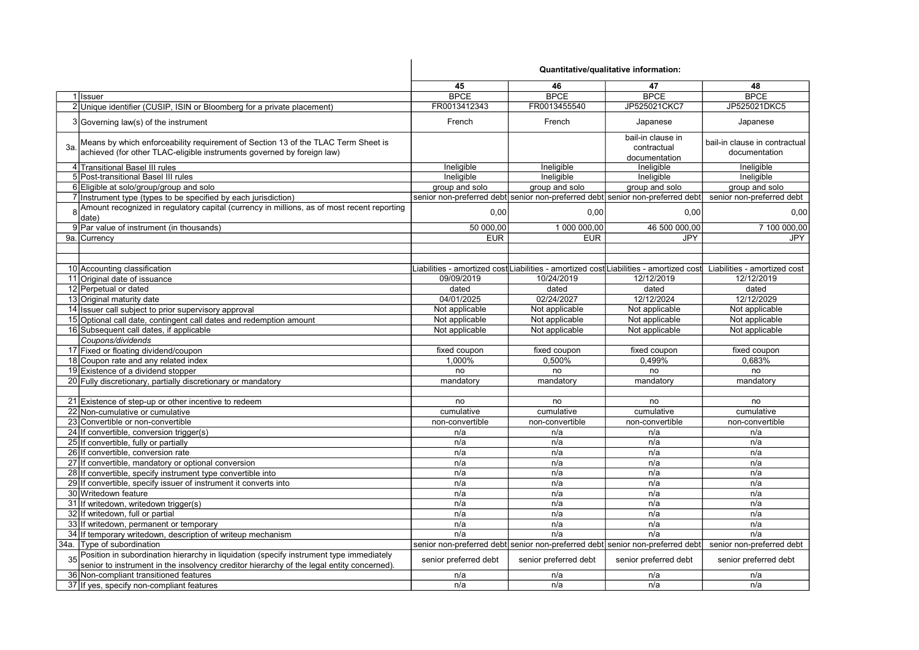| | | Quantitative/qualitative information: | | | |
|---|---|---|---|---|---|
| | | 45 | 46 | 47 | 48 |
| 1 | Issuer | BPCE | BPCE | BPCE | BPCE |
| 2 | Unique identifier (CUSIP, ISIN or Bloomberg for a private placement) | FR0013412343 | FR0013455540 | JP525021CKC7 | JP525021DKC5 |
| 3 | Governing law(s) of the instrument | French | French | Japanese | Japanese |
| 3a. | Means by which enforceability requirement of Section 13 of the TLAC Term Sheet is achieved (for other TLAC-eligible instruments governed by foreign law) | | | bail-in clause in contractual documentation | bail-in clause in contractual documentation |
| 4 | Transitional Basel III rules | Ineligible | Ineligible | Ineligible | Ineligible |
| 5 | Post-transitional Basel III rules | Ineligible | Ineligible | Ineligible | Ineligible |
| 6 | Eligible at solo/group/group and solo | group and solo | group and solo | group and solo | group and solo |
| 7 | Instrument type (types to be specified by each jurisdiction) | senior non-preferred debt | senior non-preferred debt | senior non-preferred debt | senior non-preferred debt |
| 8 | Amount recognized in regulatory capital (currency in millions, as of most recent reporting date) | 0,00 | 0,00 | 0,00 | 0,00 |
| 9 | Par value of instrument (in thousands) | 50 000,00 | 1 000 000,00 | 46 500 000,00 | 7 100 000,00 |
| 9a. | Currency | EUR | EUR | JPY | JPY |
| | | | | | |
| | | | | | |
| 10 | Accounting classification | Liabilities - amortized cost | Liabilities - amortized cost | Liabilities - amortized cost | Liabilities - amortized cost |
| 11 | Original date of issuance | 09/09/2019 | 10/24/2019 | 12/12/2019 | 12/12/2019 |
| 12 | Perpetual or dated | dated | dated | dated | dated |
| 13 | Original maturity date | 04/01/2025 | 02/24/2027 | 12/12/2024 | 12/12/2029 |
| 14 | Issuer call subject to prior supervisory approval | Not applicable | Not applicable | Not applicable | Not applicable |
| 15 | Optional call date, contingent call dates and redemption amount | Not applicable | Not applicable | Not applicable | Not applicable |
| 16 | Subsequent call dates, if applicable | Not applicable | Not applicable | Not applicable | Not applicable |
| | *Coupons/dividends* | | | | |
| 17 | Fixed or floating dividend/coupon | fixed coupon | fixed coupon | fixed coupon | fixed coupon |
| 18 | Coupon rate and any related index | 1,000% | 0,500% | 0,499% | 0,683% |
| 19 | Existence of a dividend stopper | no | no | no | no |
| 20 | Fully discretionary, partially discretionary or mandatory | mandatory | mandatory | mandatory | mandatory |
| | | | | | |
| 21 | Existence of step-up or other incentive to redeem | no | no | no | no |
| 22 | Non-cumulative or cumulative | cumulative | cumulative | cumulative | cumulative |
| 23 | Convertible or non-convertible | non-convertible | non-convertible | non-convertible | non-convertible |
| 24 | If convertible, conversion trigger(s) | n/a | n/a | n/a | n/a |
| 25 | If convertible, fully or partially | n/a | n/a | n/a | n/a |
| 26 | If convertible, conversion rate | n/a | n/a | n/a | n/a |
| 27 | If convertible, mandatory or optional conversion | n/a | n/a | n/a | n/a |
| 28 | If convertible, specify instrument type convertible into | n/a | n/a | n/a | n/a |
| 29 | If convertible, specify issuer of instrument it converts into | n/a | n/a | n/a | n/a |
| 30 | Writedown feature | n/a | n/a | n/a | n/a |
| 31 | If writedown, writedown trigger(s) | n/a | n/a | n/a | n/a |
| 32 | If writedown, full or partial | n/a | n/a | n/a | n/a |
| 33 | If writedown, permanent or temporary | n/a | n/a | n/a | n/a |
| 34 | If temporary writedown, description of writeup mechanism | n/a | n/a | n/a | n/a |
| 34a. | Type of subordination | senior non-preferred debt | senior non-preferred debt | senior non-preferred debt | senior non-preferred debt |
| 35 | Position in subordination hierarchy in liquidation (specify instrument type immediately senior to instrument in the insolvency creditor hierarchy of the legal entity concerned). | senior preferred debt | senior preferred debt | senior preferred debt | senior preferred debt |
| 36 | Non-compliant transitioned features | n/a | n/a | n/a | n/a |
| 37 | If yes, specify non-compliant features | n/a | n/a | n/a | n/a |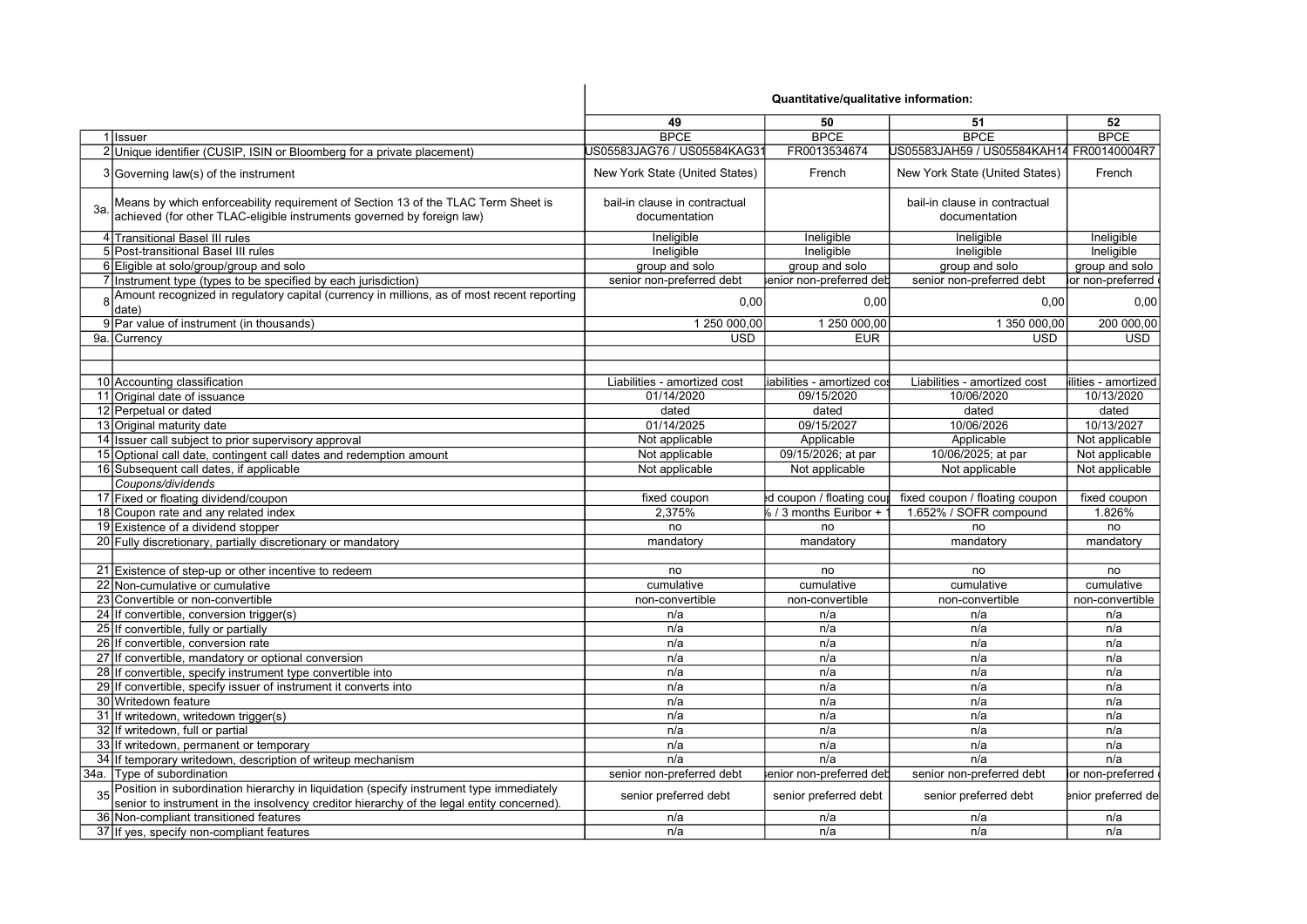| | | Quantitative/qualitative information: | | | |
|---|---|---|---|---|---|
| | | 49 | 50 | 51 | 52 |
| 1 | Issuer | BPCE | BPCE | BPCE | BPCE |
| 2 | Unique identifier (CUSIP, ISIN or Bloomberg for a private placement) | US05583JAG76 / US05584KAG31 | FR0013534674 | US05583JAH59 / US05584KAH14 | FR00140004R7 |
| 3 | Governing law(s) of the instrument | New York State (United States) | French | New York State (United States) | French |
| 3a. | Means by which enforceability requirement of Section 13 of the TLAC Term Sheet is achieved (for other TLAC-eligible instruments governed by foreign law) | bail-in clause in contractual documentation | | bail-in clause in contractual documentation | |
| 4 | Transitional Basel III rules | Ineligible | Ineligible | Ineligible | Ineligible |
| 5 | Post-transitional Basel III rules | Ineligible | Ineligible | Ineligible | Ineligible |
| 6 | Eligible at solo/group/group and solo | group and solo | group and solo | group and solo | group and solo |
| 7 | Instrument type (types to be specified by each jurisdiction) | senior non-preferred debt | senior non-preferred debt | senior non-preferred debt | senior non-preferred debt |
| 8 | Amount recognized in regulatory capital (currency in millions, as of most recent reporting date) | 0,00 | 0,00 | 0,00 | 0,00 |
| 9 | Par value of instrument (in thousands) | 1 250 000,00 | 1 250 000,00 | 1 350 000,00 | 200 000,00 |
| 9a. | Currency | USD | EUR | USD | USD |
| | | | | | |
| | | | | | |
| 10 | Accounting classification | Liabilities - amortized cost | Liabilities - amortized cost | Liabilities - amortized cost | Liabilities - amortized cost |
| 11 | Original date of issuance | 01/14/2020 | 09/15/2020 | 10/06/2020 | 10/13/2020 |
| 12 | Perpetual or dated | dated | dated | dated | dated |
| 13 | Original maturity date | 01/14/2025 | 09/15/2027 | 10/06/2026 | 10/13/2027 |
| 14 | Issuer call subject to prior supervisory approval | Not applicable | Applicable | Applicable | Not applicable |
| 15 | Optional call date, contingent call dates and redemption amount | Not applicable | 09/15/2026; at par | 10/06/2025; at par | Not applicable |
| 16 | Subsequent call dates, if applicable | Not applicable | Not applicable | Not applicable | Not applicable |
| | *Coupons/dividends* | | | | |
| 17 | Fixed or floating dividend/coupon | fixed coupon | fixed coupon / floating coupon | fixed coupon / floating coupon | fixed coupon |
| 18 | Coupon rate and any related index | 2,375% | % / 3 months Euribor + | 1.652% / SOFR compound | 1.826% |
| 19 | Existence of a dividend stopper | no | no | no | no |
| 20 | Fully discretionary, partially discretionary or mandatory | mandatory | mandatory | mandatory | mandatory |
| | | | | | |
| 21 | Existence of step-up or other incentive to redeem | no | no | no | no |
| 22 | Non-cumulative or cumulative | cumulative | cumulative | cumulative | cumulative |
| 23 | Convertible or non-convertible | non-convertible | non-convertible | non-convertible | non-convertible |
| 24 | If convertible, conversion trigger(s) | n/a | n/a | n/a | n/a |
| 25 | If convertible, fully or partially | n/a | n/a | n/a | n/a |
| 26 | If convertible, conversion rate | n/a | n/a | n/a | n/a |
| 27 | If convertible, mandatory or optional conversion | n/a | n/a | n/a | n/a |
| 28 | If convertible, specify instrument type convertible into | n/a | n/a | n/a | n/a |
| 29 | If convertible, specify issuer of instrument it converts into | n/a | n/a | n/a | n/a |
| 30 | Writedown feature | n/a | n/a | n/a | n/a |
| 31 | If writedown, writedown trigger(s) | n/a | n/a | n/a | n/a |
| 32 | If writedown, full or partial | n/a | n/a | n/a | n/a |
| 33 | If writedown, permanent or temporary | n/a | n/a | n/a | n/a |
| 34 | If temporary writedown, description of writeup mechanism | n/a | n/a | n/a | n/a |
| 34a. | Type of subordination | senior non-preferred debt | senior non-preferred debt | senior non-preferred debt | senior non-preferred debt |
| 35 | Position in subordination hierarchy in liquidation (specify instrument type immediately senior to instrument in the insolvency creditor hierarchy of the legal entity concerned). | senior preferred debt | senior preferred debt | senior preferred debt | senior preferred debt |
| 36 | Non-compliant transitioned features | n/a | n/a | n/a | n/a |
| 37 | If yes, specify non-compliant features | n/a | n/a | n/a | n/a |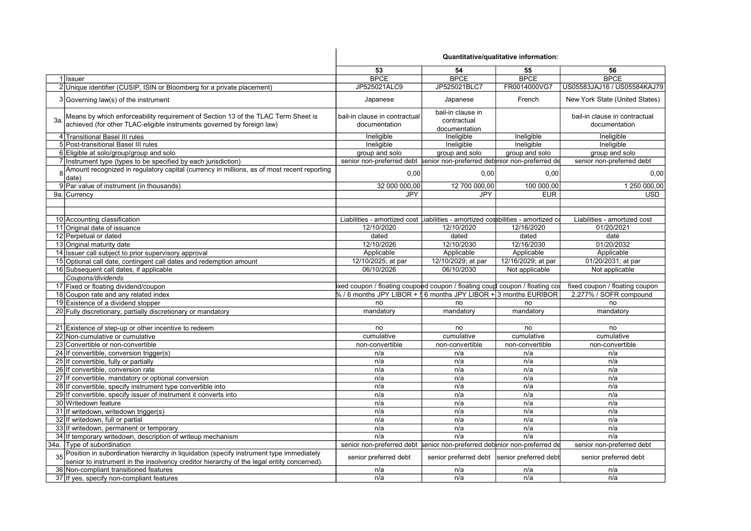| | | Quantitative/qualitative information: | | | |
|---|---|---|---|---|---|
| | | 53 | 54 | 55 | 56 |
| 1 | Issuer | BPCE | BPCE | BPCE | BPCE |
| 2 | Unique identifier (CUSIP, ISIN or Bloomberg for a private placement) | JP525021ALC9 | JP525021BLC7 | FR0014000VG7 | US05583JAJ16 / US05584KAJ79 |
| 3 | Governing law(s) of the instrument | Japanese | Japanese | French | New York State (United States) |
| 3a. | Means by which enforceability requirement of Section 13 of the TLAC Term Sheet is achieved (for other TLAC-eligible instruments governed by foreign law) | bail-in clause in contractual documentation | bail-in clause in contractual documentation | | bail-in clause in contractual documentation |
| 4 | Transitional Basel III rules | Ineligible | Ineligible | Ineligible | Ineligible |
| 5 | Post-transitional Basel III rules | Ineligible | Ineligible | Ineligible | Ineligible |
| 6 | Eligible at solo/group/group and solo | group and solo | group and solo | group and solo | group and solo |
| 7 | Instrument type (types to be specified by each jurisdiction) | senior non-preferred debt | senior non-preferred debt | senior non-preferred de | senior non-preferred debt |
| 8 | Amount recognized in regulatory capital (currency in millions, as of most recent reporting date) | 0,00 | 0,00 | 0,00 | 0,00 |
| 9 | Par value of instrument (in thousands) | 32 000 000,00 | 12 700 000,00 | 100 000,00 | 1 250 000,00 |
| 9a. | Currency | JPY | JPY | EUR | USD |
| | | | | | |
| | | | | | |
| 10 | Accounting classification | Liabilities - amortized cost | Liabilities - amortized cost | Liabilities - amortized c | Liabilities - amortized cost |
| 11 | Original date of issuance | 12/10/2020 | 12/10/2020 | 12/16/2020 | 01/20/2021 |
| 12 | Perpetual or dated | dated | dated | dated | daté |
| 13 | Original maturity date | 12/10/2026 | 12/10/2030 | 12/16/2030 | 01/20/2032 |
| 14 | Issuer call subject to prior supervisory approval | Applicable | Applicable | Applicable | Applicable |
| 15 | Optional call date, contingent call dates and redemption amount | 12/10/2025; at par | 12/10/2029; at par | 12/16/2029; at par | 01/20/2031; at par |
| 16 | Subsequent call dates, if applicable | 06/10/2026 | 06/10/2030 | Not applicable | Not applicable |
| | *Coupons/dividends* | | | | |
| 17 | Fixed or floating dividend/coupon | ixed coupon / floating coupo | ed coupon / floating coup | coupon / floating co | fixed coupon / floating coupon |
| 18 | Coupon rate and any related index | % / 6 months JPY LIBOR + | 6 months JPY LIBOR + | 3 months EURIBOR | 2.277% / SOFR compound |
| 19 | Existence of a dividend stopper | no | no | no | no |
| 20 | Fully discretionary, partially discretionary or mandatory | mandatory | mandatory | mandatory | mandatory |
| | | | | | |
| 21 | Existence of step-up or other incentive to redeem | no | no | no | no |
| 22 | Non-cumulative or cumulative | cumulative | cumulative | cumulative | cumulative |
| 23 | Convertible or non-convertible | non-convertible | non-convertible | non-convertible | non-convertible |
| 24 | If convertible, conversion trigger(s) | n/a | n/a | n/a | n/a |
| 25 | If convertible, fully or partially | n/a | n/a | n/a | n/a |
| 26 | If convertible, conversion rate | n/a | n/a | n/a | n/a |
| 27 | If convertible, mandatory or optional conversion | n/a | n/a | n/a | n/a |
| 28 | If convertible, specify instrument type convertible into | n/a | n/a | n/a | n/a |
| 29 | If convertible, specify issuer of instrument it converts into | n/a | n/a | n/a | n/a |
| 30 | Writedown feature | n/a | n/a | n/a | n/a |
| 31 | If writedown, writedown trigger(s) | n/a | n/a | n/a | n/a |
| 32 | If writedown, full or partial | n/a | n/a | n/a | n/a |
| 33 | If writedown, permanent or temporary | n/a | n/a | n/a | n/a |
| 34 | If temporary writedown, description of writeup mechanism | n/a | n/a | n/a | n/a |
| 34a. | Type of subordination | senior non-preferred debt | senior non-preferred debt | senior non-preferred de | senior non-preferred debt |
| 35 | Position in subordination hierarchy in liquidation (specify instrument type immediately senior to instrument in the insolvency creditor hierarchy of the legal entity concerned). | senior preferred debt | senior preferred debt | senior preferred debt | senior preferred debt |
| 36 | Non-compliant transitioned features | n/a | n/a | n/a | n/a |
| 37 | If yes, specify non-compliant features | n/a | n/a | n/a | n/a |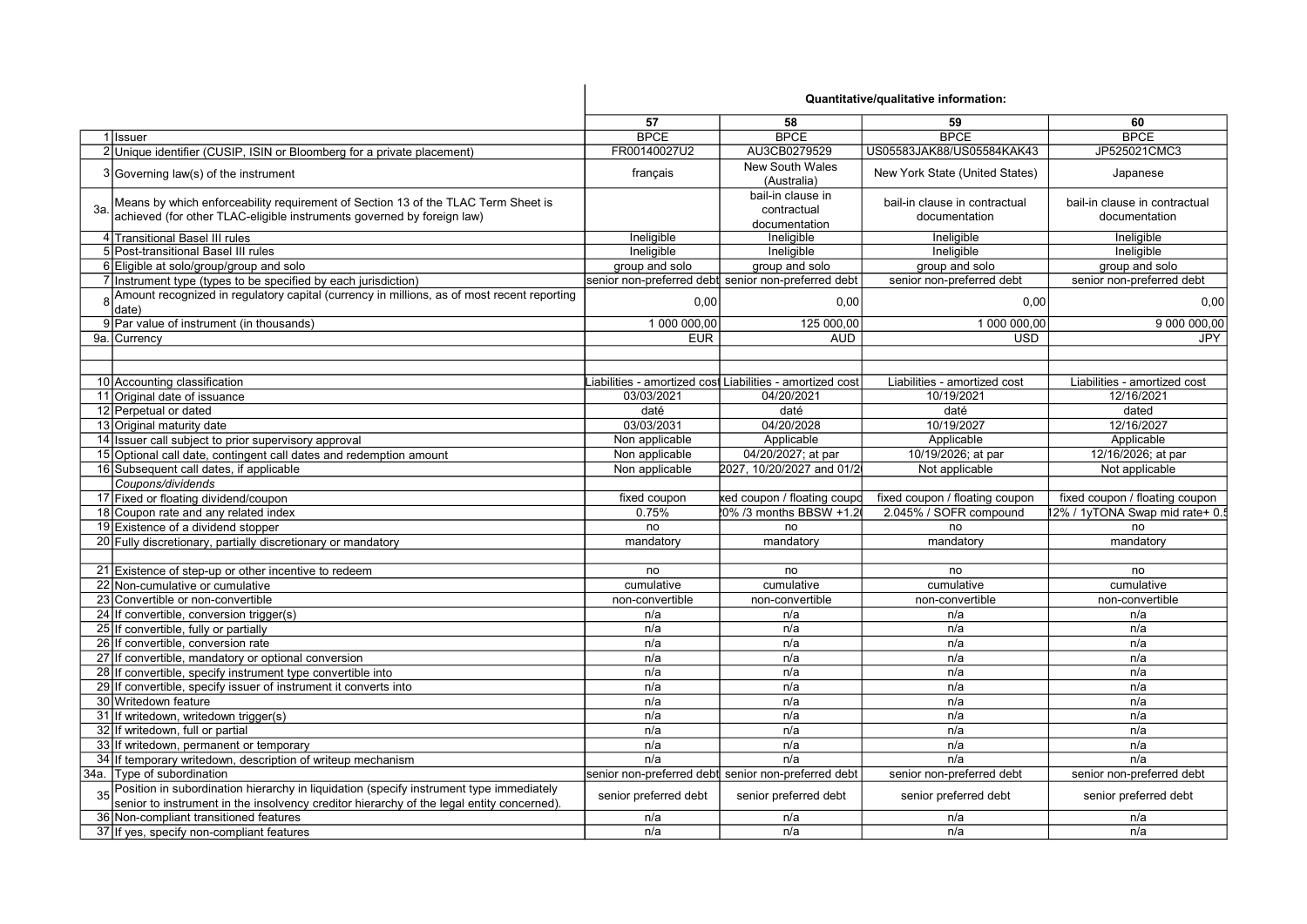| | | Quantitative/qualitative information: | | | |
|---|---|---|---|---|---|
| | | 57 | 58 | 59 | 60 |
| 1 | Issuer | BPCE | BPCE | BPCE | BPCE |
| 2 | Unique identifier (CUSIP, ISIN or Bloomberg for a private placement) | FR00140027U2 | AU3CB0279529 | US05583JAK88/US05584KAK43 | JP525021CMC3 |
| 3 | Governing law(s) of the instrument | français | New South Wales (Australia) | New York State (United States) | Japanese |
| 3a. | Means by which enforceability requirement of Section 13 of the TLAC Term Sheet is achieved (for other TLAC-eligible instruments governed by foreign law) | | bail-in clause in contractual documentation | bail-in clause in contractual documentation | bail-in clause in contractual documentation |
| 4 | Transitional Basel III rules | Ineligible | Ineligible | Ineligible | Ineligible |
| 5 | Post-transitional Basel III rules | Ineligible | Ineligible | Ineligible | Ineligible |
| 6 | Eligible at solo/group/group and solo | group and solo | group and solo | group and solo | group and solo |
| 7 | Instrument type (types to be specified by each jurisdiction) | senior non-preferred debt | senior non-preferred debt | senior non-preferred debt | senior non-preferred debt |
| 8 | Amount recognized in regulatory capital (currency in millions, as of most recent reporting date) | 0,00 | 0,00 | 0,00 | 0,00 |
| 9 | Par value of instrument (in thousands) | 1 000 000,00 | 125 000,00 | 1 000 000,00 | 9 000 000,00 |
| 9a. | Currency | EUR | AUD | USD | JPY |
| | | | | | |
| | | | | | |
| 10 | Accounting classification | Liabilities - amortized cost | Liabilities - amortized cost | Liabilities - amortized cost | Liabilities - amortized cost |
| 11 | Original date of issuance | 03/03/2021 | 04/20/2021 | 10/19/2021 | 12/16/2021 |
| 12 | Perpetual or dated | daté | daté | daté | dated |
| 13 | Original maturity date | 03/03/2031 | 04/20/2028 | 10/19/2027 | 12/16/2027 |
| 14 | Issuer call subject to prior supervisory approval | Non applicable | Applicable | Applicable | Applicable |
| 15 | Optional call date, contingent call dates and redemption amount | Non applicable | 04/20/2027; at par | 10/19/2026; at par | 12/16/2026; at par |
| 16 | Subsequent call dates, if applicable | Non applicable | 2027, 10/20/2027 and 01/2 | Not applicable | Not applicable |
| | *Coupons/dividends* | | | | |
| 17 | Fixed or floating dividend/coupon | fixed coupon | xed coupon / floating coupo | fixed coupon / floating coupon | fixed coupon / floating coupon |
| 18 | Coupon rate and any related index | 0.75% | 20% /3 months BBSW +1.2 | 2.045% / SOFR compound | 12% / 1yTONA Swap mid rate+ 0.5 |
| 19 | Existence of a dividend stopper | no | no | no | no |
| 20 | Fully discretionary, partially discretionary or mandatory | mandatory | mandatory | mandatory | mandatory |
| | | | | | |
| 21 | Existence of step-up or other incentive to redeem | no | no | no | no |
| 22 | Non-cumulative or cumulative | cumulative | cumulative | cumulative | cumulative |
| 23 | Convertible or non-convertible | non-convertible | non-convertible | non-convertible | non-convertible |
| 24 | If convertible, conversion trigger(s) | n/a | n/a | n/a | n/a |
| 25 | If convertible, fully or partially | n/a | n/a | n/a | n/a |
| 26 | If convertible, conversion rate | n/a | n/a | n/a | n/a |
| 27 | If convertible, mandatory or optional conversion | n/a | n/a | n/a | n/a |
| 28 | If convertible, specify instrument type convertible into | n/a | n/a | n/a | n/a |
| 29 | If convertible, specify issuer of instrument it converts into | n/a | n/a | n/a | n/a |
| 30 | Writedown feature | n/a | n/a | n/a | n/a |
| 31 | If writedown, writedown trigger(s) | n/a | n/a | n/a | n/a |
| 32 | If writedown, full or partial | n/a | n/a | n/a | n/a |
| 33 | If writedown, permanent or temporary | n/a | n/a | n/a | n/a |
| 34 | If temporary writedown, description of writeup mechanism | n/a | n/a | n/a | n/a |
| 34a. | Type of subordination | senior non-preferred debt | senior non-preferred debt | senior non-preferred debt | senior non-preferred debt |
| 35 | Position in subordination hierarchy in liquidation (specify instrument type immediately senior to instrument in the insolvency creditor hierarchy of the legal entity concerned). | senior preferred debt | senior preferred debt | senior preferred debt | senior preferred debt |
| 36 | Non-compliant transitioned features | n/a | n/a | n/a | n/a |
| 37 | If yes, specify non-compliant features | n/a | n/a | n/a | n/a |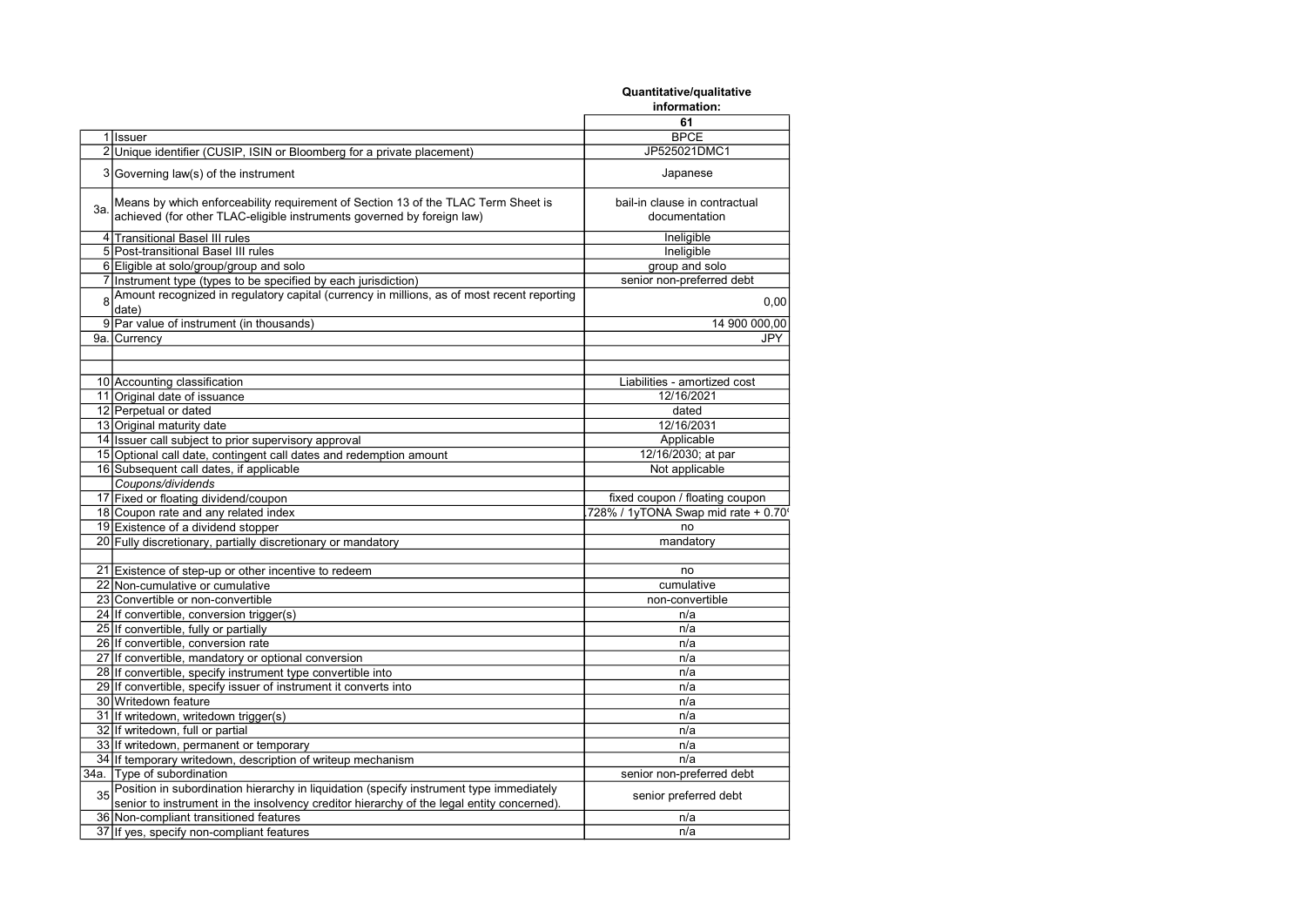| | | Quantitative/qualitative information: |
|---|---|---|
| | | 61 |
| 1 | Issuer | BPCE |
| 2 | Unique identifier (CUSIP, ISIN or Bloomberg for a private placement) | JP525021DMC1 |
| 3 | Governing law(s) of the instrument | Japanese |
| 3a. | Means by which enforceability requirement of Section 13 of the TLAC Term Sheet is achieved (for other TLAC-eligible instruments governed by foreign law) | bail-in clause in contractual documentation |
| 4 | Transitional Basel III rules | Ineligible |
| 5 | Post-transitional Basel III rules | Ineligible |
| 6 | Eligible at solo/group/group and solo | group and solo |
| 7 | Instrument type (types to be specified by each jurisdiction) | senior non-preferred debt |
| 8 | Amount recognized in regulatory capital (currency in millions, as of most recent reporting date) | 0,00 |
| 9 | Par value of instrument (in thousands) | 14 900 000,00 |
| 9a. | Currency | JPY |
| | | |
| | | |
| 10 | Accounting classification | Liabilities - amortized cost |
| 11 | Original date of issuance | 12/16/2021 |
| 12 | Perpetual or dated | dated |
| 13 | Original maturity date | 12/16/2031 |
| 14 | Issuer call subject to prior supervisory approval | Applicable |
| 15 | Optional call date, contingent call dates and redemption amount | 12/16/2030; at par |
| 16 | Subsequent call dates, if applicable | Not applicable |
| | *Coupons/dividends* | |
| 17 | Fixed or floating dividend/coupon | fixed coupon / floating coupon |
| 18 | Coupon rate and any related index | .728% / 1yTONA Swap mid rate + 0.70 |
| 19 | Existence of a dividend stopper | no |
| 20 | Fully discretionary, partially discretionary or mandatory | mandatory |
| | | |
| 21 | Existence of step-up or other incentive to redeem | no |
| 22 | Non-cumulative or cumulative | cumulative |
| 23 | Convertible or non-convertible | non-convertible |
| 24 | If convertible, conversion trigger(s) | n/a |
| 25 | If convertible, fully or partially | n/a |
| 26 | If convertible, conversion rate | n/a |
| 27 | If convertible, mandatory or optional conversion | n/a |
| 28 | If convertible, specify instrument type convertible into | n/a |
| 29 | If convertible, specify issuer of instrument it converts into | n/a |
| 30 | Writedown feature | n/a |
| 31 | If writedown, writedown trigger(s) | n/a |
| 32 | If writedown, full or partial | n/a |
| 33 | If writedown, permanent or temporary | n/a |
| 34 | If temporary writedown, description of writeup mechanism | n/a |
| 34a. | Type of subordination | senior non-preferred debt |
| 35 | Position in subordination hierarchy in liquidation (specify instrument type immediately senior to instrument in the insolvency creditor hierarchy of the legal entity concerned). | senior preferred debt |
| 36 | Non-compliant transitioned features | n/a |
| 37 | If yes, specify non-compliant features | n/a |